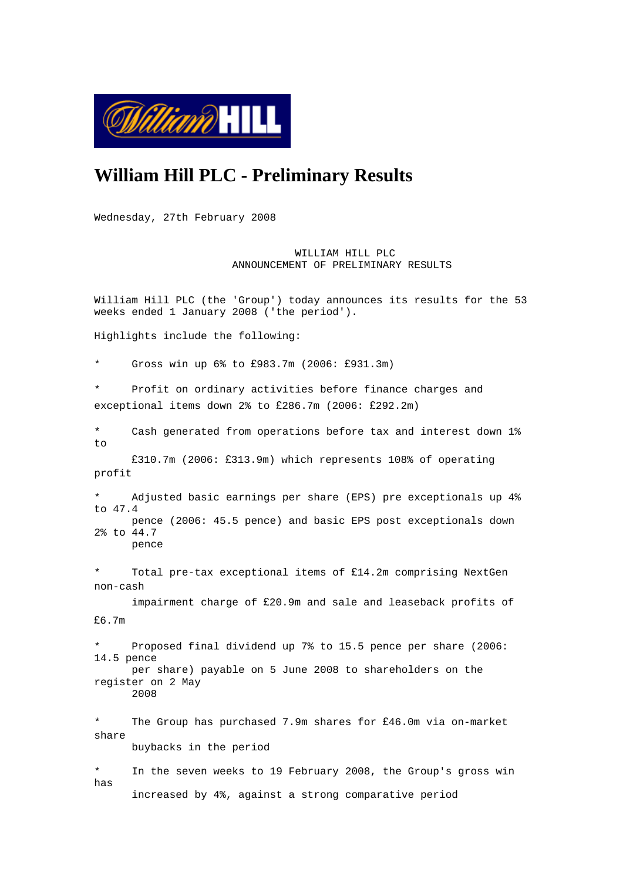# William Hill PLC - Preliminary Results

Wednesday, 27th February 2008

WILLIAM HILL PLC
ANNOUNCEMENT OF PRELIMINARY RESULTS

William Hill PLC (the 'Group') today announces its results for the 53 weeks ended 1 January 2008 ('the period').

Highlights include the following:

* Gross win up 6% to £983.7m (2006: £931.3m)

* Profit on ordinary activities before finance charges and exceptional items down 2% to £286.7m (2006: £292.2m)

* Cash generated from operations before tax and interest down 1% to £310.7m (2006: £313.9m) which represents 108% of operating profit

* Adjusted basic earnings per share (EPS) pre exceptionals up 4% to 47.4 pence (2006: 45.5 pence) and basic EPS post exceptionals down 2% to 44.7 pence

* Total pre-tax exceptional items of £14.2m comprising NextGen non-cash impairment charge of £20.9m and sale and leaseback profits of £6.7m

* Proposed final dividend up 7% to 15.5 pence per share (2006: 14.5 pence per share) payable on 5 June 2008 to shareholders on the register on 2 May 2008

* The Group has purchased 7.9m shares for £46.0m via on-market share buybacks in the period

* In the seven weeks to 19 February 2008, the Group's gross win has increased by 4%, against a strong comparative period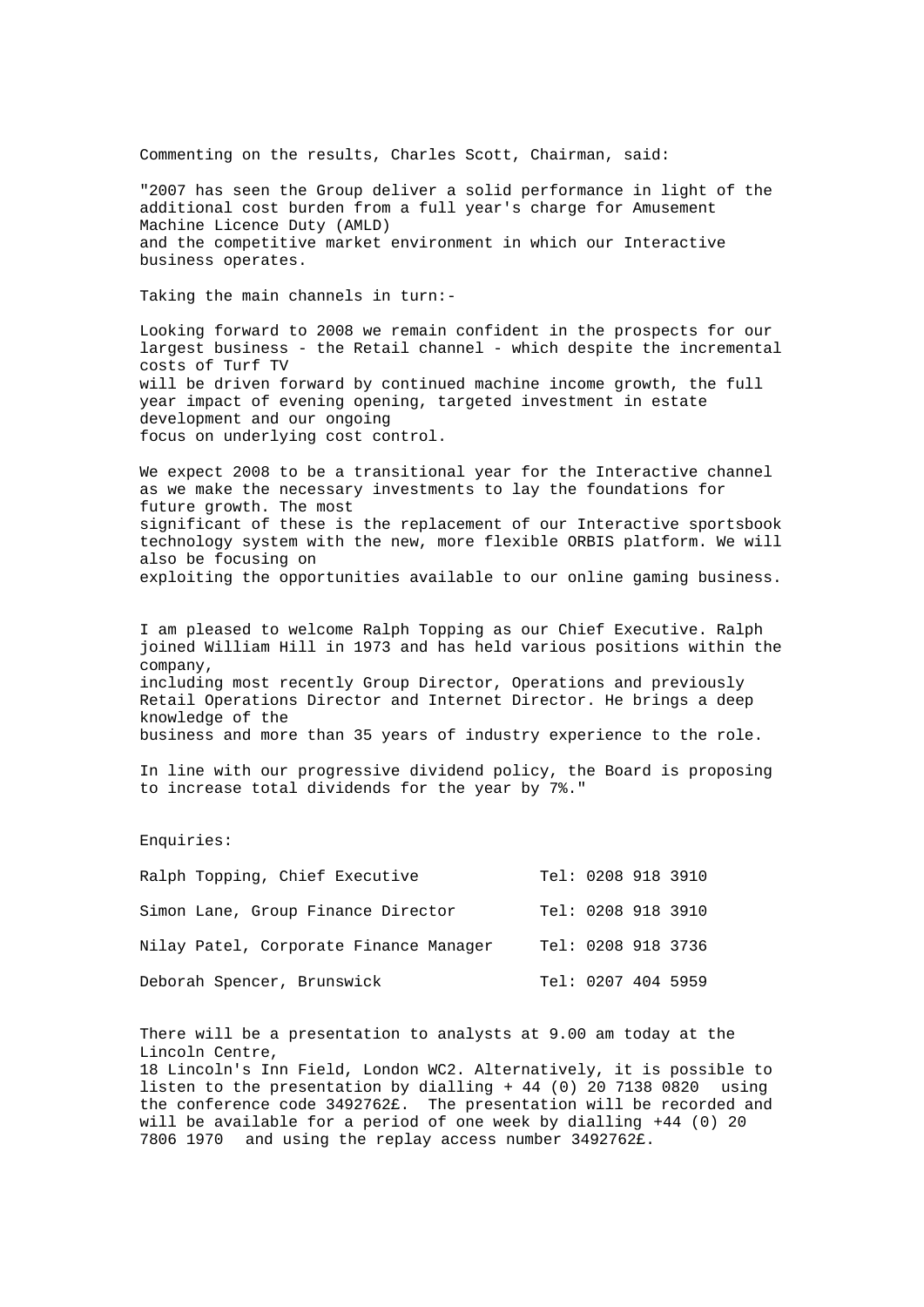Commenting on the results, Charles Scott, Chairman, said:

"2007 has seen the Group deliver a solid performance in light of the additional cost burden from a full year's charge for Amusement Machine Licence Duty (AMLD) and the competitive market environment in which our Interactive business operates.

Taking the main channels in turn:-

Looking forward to 2008 we remain confident in the prospects for our largest business - the Retail channel - which despite the incremental costs of Turf TV will be driven forward by continued machine income growth, the full year impact of evening opening, targeted investment in estate development and our ongoing focus on underlying cost control.

We expect 2008 to be a transitional year for the Interactive channel as we make the necessary investments to lay the foundations for future growth. The most significant of these is the replacement of our Interactive sportsbook technology system with the new, more flexible ORBIS platform. We will also be focusing on exploiting the opportunities available to our online gaming business.

I am pleased to welcome Ralph Topping as our Chief Executive. Ralph joined William Hill in 1973 and has held various positions within the company, including most recently Group Director, Operations and previously Retail Operations Director and Internet Director. He brings a deep knowledge of the business and more than 35 years of industry experience to the role.

In line with our progressive dividend policy, the Board is proposing to increase total dividends for the year by 7%."

Enquiries:

| | |
|---|---|
| Ralph Topping, Chief Executive | Tel: 0208 918 3910 |
| Simon Lane, Group Finance Director | Tel: 0208 918 3910 |
| Nilay Patel, Corporate Finance Manager | Tel: 0208 918 3736 |
| Deborah Spencer, Brunswick | Tel: 0207 404 5959 |

There will be a presentation to analysts at 9.00 am today at the Lincoln Centre, 18 Lincoln's Inn Field, London WC2. Alternatively, it is possible to listen to the presentation by dialling + 44 (0) 20 7138 0820 using the conference code 3492762£. The presentation will be recorded and will be available for a period of one week by dialling +44 (0) 20 7806 1970 and using the replay access number 3492762£.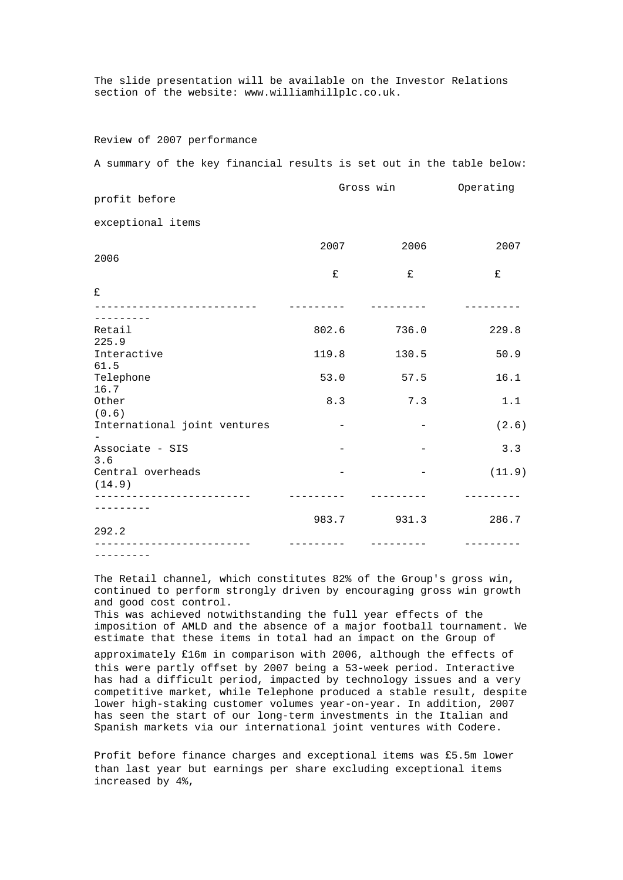The slide presentation will be available on the Investor Relations section of the website: www.williamhillplc.co.uk.

Review of 2007 performance

A summary of the key financial results is set out in the table below:

| | Gross win | | Operating profit before exceptional items | |
|---|---|---|---|---|
| | 2007 | 2006 | 2007 | 2006 |
| | £ | £ | £ | £ |
| Retail | 802.6 | 736.0 | 229.8 | 225.9 |
| Interactive | 119.8 | 130.5 | 50.9 | 61.5 |
| Telephone | 53.0 | 57.5 | 16.1 | 16.7 |
| Other | 8.3 | 7.3 | 1.1 | (0.6) |
| International joint ventures | - | - | (2.6) | - |
| Associate - SIS | - | - | 3.3 | 3.6 |
| Central overheads | - | - | (11.9) | (14.9) |
| | 983.7 | 931.3 | 286.7 | 292.2 |

The Retail channel, which constitutes 82% of the Group's gross win, continued to perform strongly driven by encouraging gross win growth and good cost control.
This was achieved notwithstanding the full year effects of the imposition of AMLD and the absence of a major football tournament. We estimate that these items in total had an impact on the Group of approximately £16m in comparison with 2006, although the effects of this were partly offset by 2007 being a 53-week period. Interactive has had a difficult period, impacted by technology issues and a very competitive market, while Telephone produced a stable result, despite lower high-staking customer volumes year-on-year. In addition, 2007 has seen the start of our long-term investments in the Italian and Spanish markets via our international joint ventures with Codere.

Profit before finance charges and exceptional items was £5.5m lower than last year but earnings per share excluding exceptional items increased by 4%,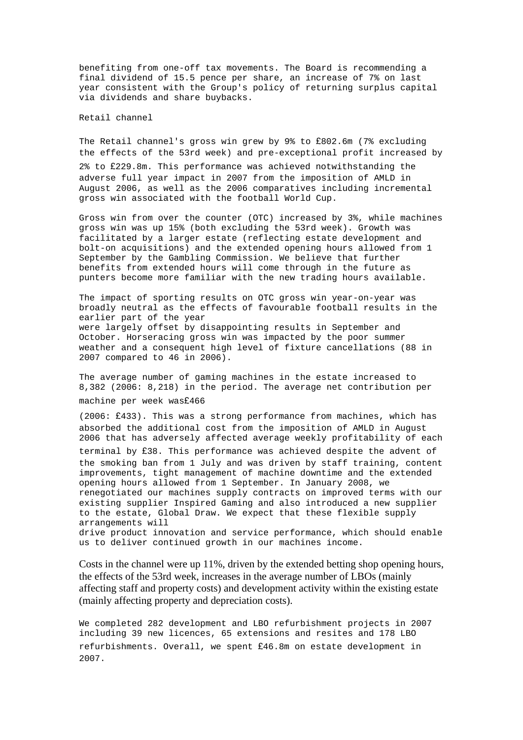benefiting from one-off tax movements. The Board is recommending a final dividend of 15.5 pence per share, an increase of 7% on last year consistent with the Group's policy of returning surplus capital via dividends and share buybacks.

## Retail channel

The Retail channel's gross win grew by 9% to £802.6m (7% excluding the effects of the 53rd week) and pre-exceptional profit increased by 2% to £229.8m. This performance was achieved notwithstanding the adverse full year impact in 2007 from the imposition of AMLD in August 2006, as well as the 2006 comparatives including incremental gross win associated with the football World Cup.

Gross win from over the counter (OTC) increased by 3%, while machines gross win was up 15% (both excluding the 53rd week). Growth was facilitated by a larger estate (reflecting estate development and bolt-on acquisitions) and the extended opening hours allowed from 1 September by the Gambling Commission. We believe that further benefits from extended hours will come through in the future as punters become more familiar with the new trading hours available.

The impact of sporting results on OTC gross win year-on-year was broadly neutral as the effects of favourable football results in the earlier part of the year were largely offset by disappointing results in September and October. Horseracing gross win was impacted by the poor summer weather and a consequent high level of fixture cancellations (88 in 2007 compared to 46 in 2006).

The average number of gaming machines in the estate increased to 8,382 (2006: 8,218) in the period. The average net contribution per machine per week was£466 (2006: £433). This was a strong performance from machines, which has absorbed the additional cost from the imposition of AMLD in August 2006 that has adversely affected average weekly profitability of each terminal by £38. This performance was achieved despite the advent of the smoking ban from 1 July and was driven by staff training, content improvements, tight management of machine downtime and the extended opening hours allowed from 1 September. In January 2008, we renegotiated our machines supply contracts on improved terms with our existing supplier Inspired Gaming and also introduced a new supplier to the estate, Global Draw. We expect that these flexible supply arrangements will drive product innovation and service performance, which should enable us to deliver continued growth in our machines income.

Costs in the channel were up 11%, driven by the extended betting shop opening hours, the effects of the 53rd week, increases in the average number of LBOs (mainly affecting staff and property costs) and development activity within the existing estate (mainly affecting property and depreciation costs).

We completed 282 development and LBO refurbishment projects in 2007 including 39 new licences, 65 extensions and resites and 178 LBO refurbishments. Overall, we spent £46.8m on estate development in 2007.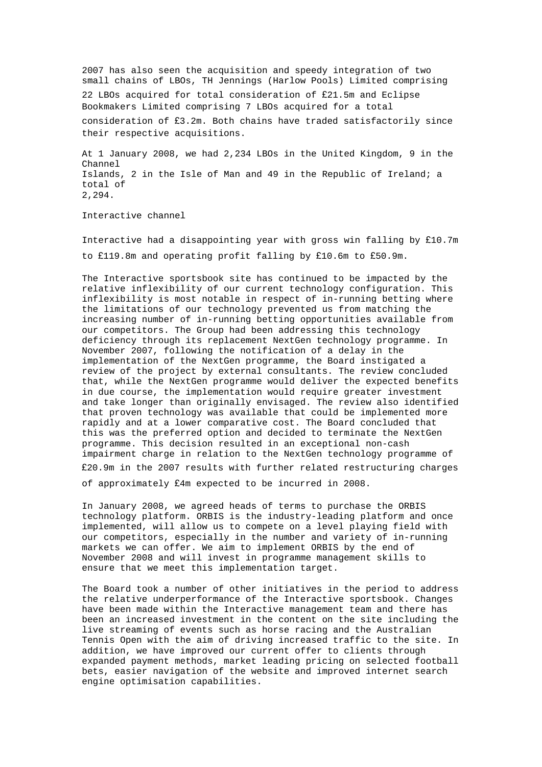2007 has also seen the acquisition and speedy integration of two small chains of LBOs, TH Jennings (Harlow Pools) Limited comprising 22 LBOs acquired for total consideration of £21.5m and Eclipse Bookmakers Limited comprising 7 LBOs acquired for a total consideration of £3.2m. Both chains have traded satisfactorily since their respective acquisitions.

At 1 January 2008, we had 2,234 LBOs in the United Kingdom, 9 in the Channel Islands, 2 in the Isle of Man and 49 in the Republic of Ireland; a total of 2,294.

## Interactive channel

Interactive had a disappointing year with gross win falling by £10.7m to £119.8m and operating profit falling by £10.6m to £50.9m.

The Interactive sportsbook site has continued to be impacted by the relative inflexibility of our current technology configuration. This inflexibility is most notable in respect of in-running betting where the limitations of our technology prevented us from matching the increasing number of in-running betting opportunities available from our competitors. The Group had been addressing this technology deficiency through its replacement NextGen technology programme. In November 2007, following the notification of a delay in the implementation of the NextGen programme, the Board instigated a review of the project by external consultants. The review concluded that, while the NextGen programme would deliver the expected benefits in due course, the implementation would require greater investment and take longer than originally envisaged. The review also identified that proven technology was available that could be implemented more rapidly and at a lower comparative cost. The Board concluded that this was the preferred option and decided to terminate the NextGen programme. This decision resulted in an exceptional non-cash impairment charge in relation to the NextGen technology programme of £20.9m in the 2007 results with further related restructuring charges of approximately £4m expected to be incurred in 2008.

In January 2008, we agreed heads of terms to purchase the ORBIS technology platform. ORBIS is the industry-leading platform and once implemented, will allow us to compete on a level playing field with our competitors, especially in the number and variety of in-running markets we can offer. We aim to implement ORBIS by the end of November 2008 and will invest in programme management skills to ensure that we meet this implementation target.

The Board took a number of other initiatives in the period to address the relative underperformance of the Interactive sportsbook. Changes have been made within the Interactive management team and there has been an increased investment in the content on the site including the live streaming of events such as horse racing and the Australian Tennis Open with the aim of driving increased traffic to the site. In addition, we have improved our current offer to clients through expanded payment methods, market leading pricing on selected football bets, easier navigation of the website and improved internet search engine optimisation capabilities.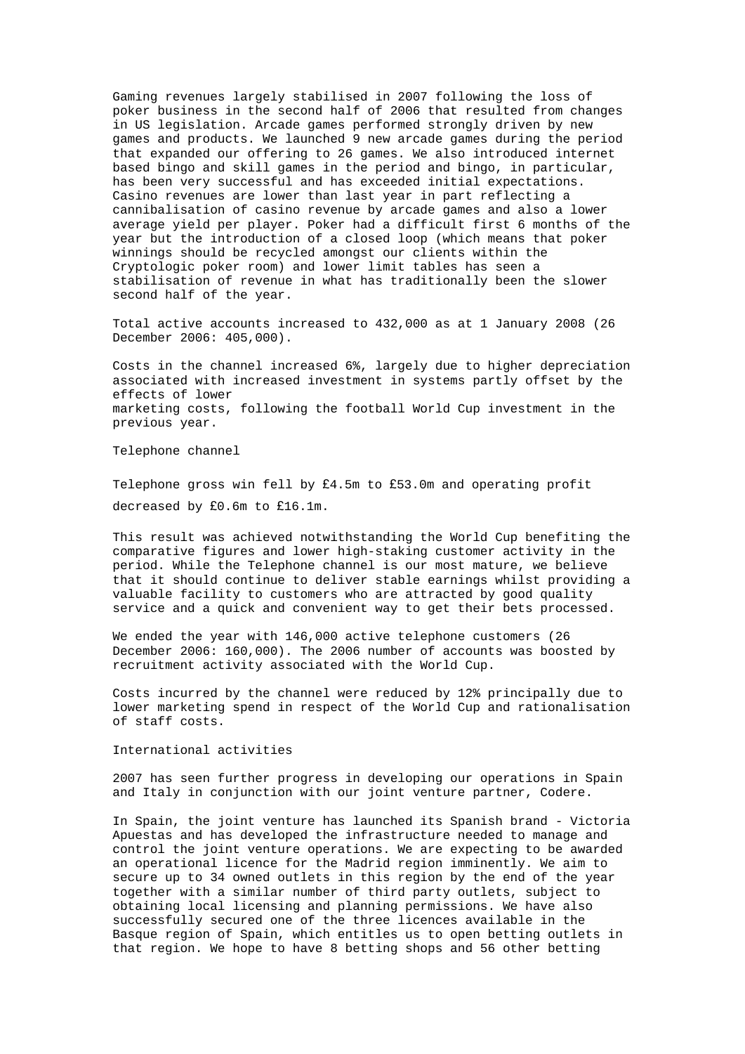Gaming revenues largely stabilised in 2007 following the loss of poker business in the second half of 2006 that resulted from changes in US legislation. Arcade games performed strongly driven by new games and products. We launched 9 new arcade games during the period that expanded our offering to 26 games. We also introduced internet based bingo and skill games in the period and bingo, in particular, has been very successful and has exceeded initial expectations. Casino revenues are lower than last year in part reflecting a cannibalisation of casino revenue by arcade games and also a lower average yield per player. Poker had a difficult first 6 months of the year but the introduction of a closed loop (which means that poker winnings should be recycled amongst our clients within the Cryptologic poker room) and lower limit tables has seen a stabilisation of revenue in what has traditionally been the slower second half of the year.

Total active accounts increased to 432,000 as at 1 January 2008 (26 December 2006: 405,000).

Costs in the channel increased 6%, largely due to higher depreciation associated with increased investment in systems partly offset by the effects of lower marketing costs, following the football World Cup investment in the previous year.

## Telephone channel

Telephone gross win fell by £4.5m to £53.0m and operating profit decreased by £0.6m to £16.1m.

This result was achieved notwithstanding the World Cup benefiting the comparative figures and lower high-staking customer activity in the period. While the Telephone channel is our most mature, we believe that it should continue to deliver stable earnings whilst providing a valuable facility to customers who are attracted by good quality service and a quick and convenient way to get their bets processed.

We ended the year with 146,000 active telephone customers (26 December 2006: 160,000). The 2006 number of accounts was boosted by recruitment activity associated with the World Cup.

Costs incurred by the channel were reduced by 12% principally due to lower marketing spend in respect of the World Cup and rationalisation of staff costs.

## International activities

2007 has seen further progress in developing our operations in Spain and Italy in conjunction with our joint venture partner, Codere.

In Spain, the joint venture has launched its Spanish brand - Victoria Apuestas and has developed the infrastructure needed to manage and control the joint venture operations. We are expecting to be awarded an operational licence for the Madrid region imminently. We aim to secure up to 34 owned outlets in this region by the end of the year together with a similar number of third party outlets, subject to obtaining local licensing and planning permissions. We have also successfully secured one of the three licences available in the Basque region of Spain, which entitles us to open betting outlets in that region. We hope to have 8 betting shops and 56 other betting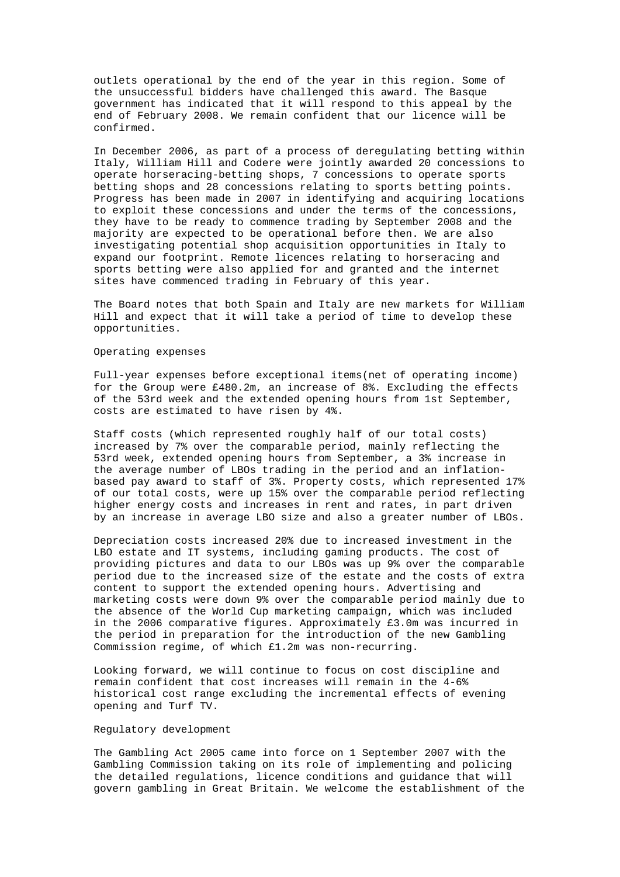outlets operational by the end of the year in this region. Some of the unsuccessful bidders have challenged this award. The Basque government has indicated that it will respond to this appeal by the end of February 2008. We remain confident that our licence will be confirmed.

In December 2006, as part of a process of deregulating betting within Italy, William Hill and Codere were jointly awarded 20 concessions to operate horseracing-betting shops, 7 concessions to operate sports betting shops and 28 concessions relating to sports betting points. Progress has been made in 2007 in identifying and acquiring locations to exploit these concessions and under the terms of the concessions, they have to be ready to commence trading by September 2008 and the majority are expected to be operational before then. We are also investigating potential shop acquisition opportunities in Italy to expand our footprint. Remote licences relating to horseracing and sports betting were also applied for and granted and the internet sites have commenced trading in February of this year.

The Board notes that both Spain and Italy are new markets for William Hill and expect that it will take a period of time to develop these opportunities.

## Operating expenses

Full-year expenses before exceptional items(net of operating income) for the Group were £480.2m, an increase of 8%. Excluding the effects of the 53rd week and the extended opening hours from 1st September, costs are estimated to have risen by 4%.

Staff costs (which represented roughly half of our total costs) increased by 7% over the comparable period, mainly reflecting the 53rd week, extended opening hours from September, a 3% increase in the average number of LBOs trading in the period and an inflation-based pay award to staff of 3%. Property costs, which represented 17% of our total costs, were up 15% over the comparable period reflecting higher energy costs and increases in rent and rates, in part driven by an increase in average LBO size and also a greater number of LBOs.

Depreciation costs increased 20% due to increased investment in the LBO estate and IT systems, including gaming products. The cost of providing pictures and data to our LBOs was up 9% over the comparable period due to the increased size of the estate and the costs of extra content to support the extended opening hours. Advertising and marketing costs were down 9% over the comparable period mainly due to the absence of the World Cup marketing campaign, which was included in the 2006 comparative figures. Approximately £3.0m was incurred in the period in preparation for the introduction of the new Gambling Commission regime, of which £1.2m was non-recurring.

Looking forward, we will continue to focus on cost discipline and remain confident that cost increases will remain in the 4-6% historical cost range excluding the incremental effects of evening opening and Turf TV.

## Regulatory development

The Gambling Act 2005 came into force on 1 September 2007 with the Gambling Commission taking on its role of implementing and policing the detailed regulations, licence conditions and guidance that will govern gambling in Great Britain. We welcome the establishment of the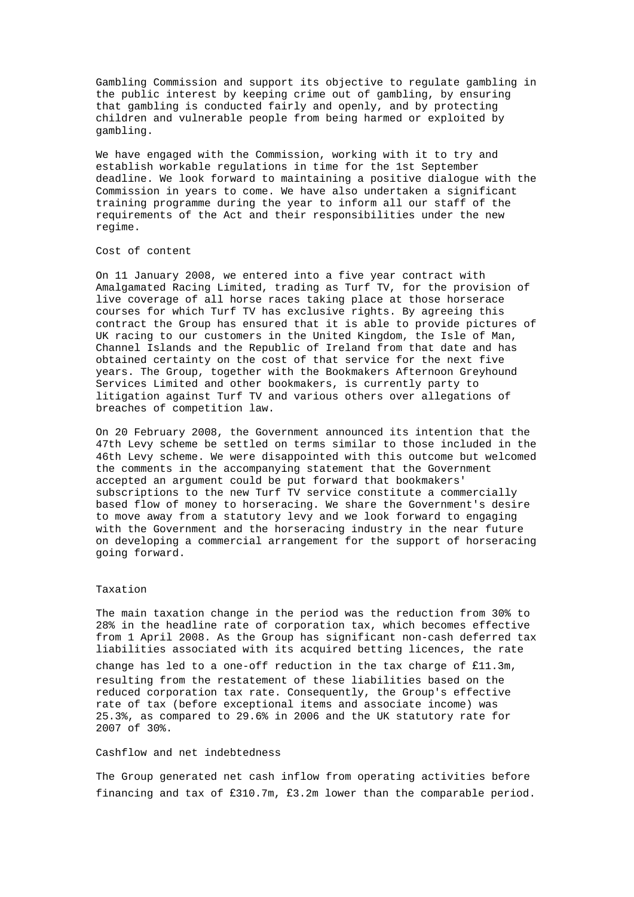Gambling Commission and support its objective to regulate gambling in the public interest by keeping crime out of gambling, by ensuring that gambling is conducted fairly and openly, and by protecting children and vulnerable people from being harmed or exploited by gambling.

We have engaged with the Commission, working with it to try and establish workable regulations in time for the 1st September deadline. We look forward to maintaining a positive dialogue with the Commission in years to come. We have also undertaken a significant training programme during the year to inform all our staff of the requirements of the Act and their responsibilities under the new regime.

## Cost of content

On 11 January 2008, we entered into a five year contract with Amalgamated Racing Limited, trading as Turf TV, for the provision of live coverage of all horse races taking place at those horserace courses for which Turf TV has exclusive rights. By agreeing this contract the Group has ensured that it is able to provide pictures of UK racing to our customers in the United Kingdom, the Isle of Man, Channel Islands and the Republic of Ireland from that date and has obtained certainty on the cost of that service for the next five years. The Group, together with the Bookmakers Afternoon Greyhound Services Limited and other bookmakers, is currently party to litigation against Turf TV and various others over allegations of breaches of competition law.

On 20 February 2008, the Government announced its intention that the 47th Levy scheme be settled on terms similar to those included in the 46th Levy scheme. We were disappointed with this outcome but welcomed the comments in the accompanying statement that the Government accepted an argument could be put forward that bookmakers' subscriptions to the new Turf TV service constitute a commercially based flow of money to horseracing. We share the Government's desire to move away from a statutory levy and we look forward to engaging with the Government and the horseracing industry in the near future on developing a commercial arrangement for the support of horseracing going forward.

## Taxation

The main taxation change in the period was the reduction from 30% to 28% in the headline rate of corporation tax, which becomes effective from 1 April 2008. As the Group has significant non-cash deferred tax liabilities associated with its acquired betting licences, the rate change has led to a one-off reduction in the tax charge of £11.3m, resulting from the restatement of these liabilities based on the reduced corporation tax rate. Consequently, the Group's effective rate of tax (before exceptional items and associate income) was 25.3%, as compared to 29.6% in 2006 and the UK statutory rate for 2007 of 30%.

## Cashflow and net indebtedness

The Group generated net cash inflow from operating activities before financing and tax of £310.7m, £3.2m lower than the comparable period.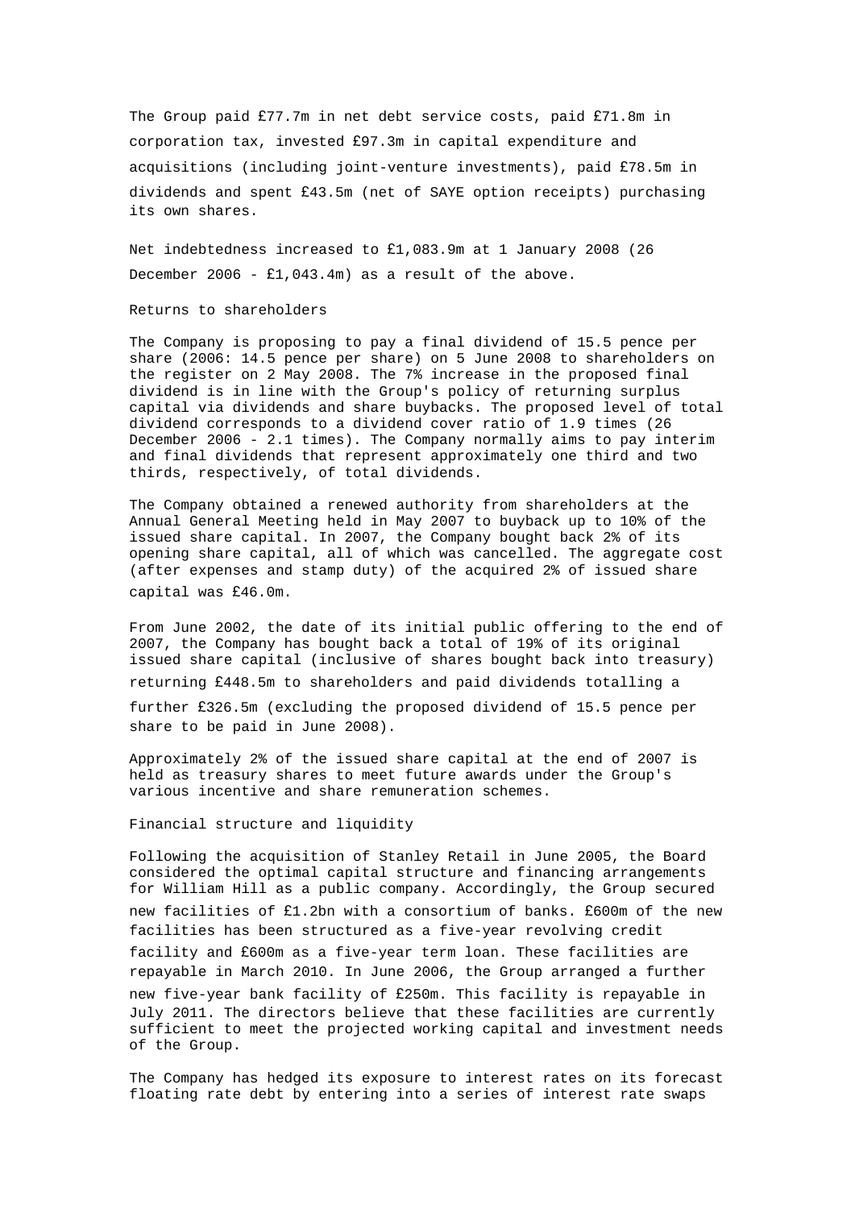The Group paid £77.7m in net debt service costs, paid £71.8m in corporation tax, invested £97.3m in capital expenditure and acquisitions (including joint-venture investments), paid £78.5m in dividends and spent £43.5m (net of SAYE option receipts) purchasing its own shares.

Net indebtedness increased to £1,083.9m at 1 January 2008 (26 December 2006 - £1,043.4m) as a result of the above.

## Returns to shareholders

The Company is proposing to pay a final dividend of 15.5 pence per share (2006: 14.5 pence per share) on 5 June 2008 to shareholders on the register on 2 May 2008. The 7% increase in the proposed final dividend is in line with the Group's policy of returning surplus capital via dividends and share buybacks. The proposed level of total dividend corresponds to a dividend cover ratio of 1.9 times (26 December 2006 - 2.1 times). The Company normally aims to pay interim and final dividends that represent approximately one third and two thirds, respectively, of total dividends.

The Company obtained a renewed authority from shareholders at the Annual General Meeting held in May 2007 to buyback up to 10% of the issued share capital. In 2007, the Company bought back 2% of its opening share capital, all of which was cancelled. The aggregate cost (after expenses and stamp duty) of the acquired 2% of issued share capital was £46.0m.

From June 2002, the date of its initial public offering to the end of 2007, the Company has bought back a total of 19% of its original issued share capital (inclusive of shares bought back into treasury) returning £448.5m to shareholders and paid dividends totalling a further £326.5m (excluding the proposed dividend of 15.5 pence per share to be paid in June 2008).

Approximately 2% of the issued share capital at the end of 2007 is held as treasury shares to meet future awards under the Group's various incentive and share remuneration schemes.

## Financial structure and liquidity

Following the acquisition of Stanley Retail in June 2005, the Board considered the optimal capital structure and financing arrangements for William Hill as a public company. Accordingly, the Group secured new facilities of £1.2bn with a consortium of banks. £600m of the new facilities has been structured as a five-year revolving credit facility and £600m as a five-year term loan. These facilities are repayable in March 2010. In June 2006, the Group arranged a further new five-year bank facility of £250m. This facility is repayable in July 2011. The directors believe that these facilities are currently sufficient to meet the projected working capital and investment needs of the Group.

The Company has hedged its exposure to interest rates on its forecast floating rate debt by entering into a series of interest rate swaps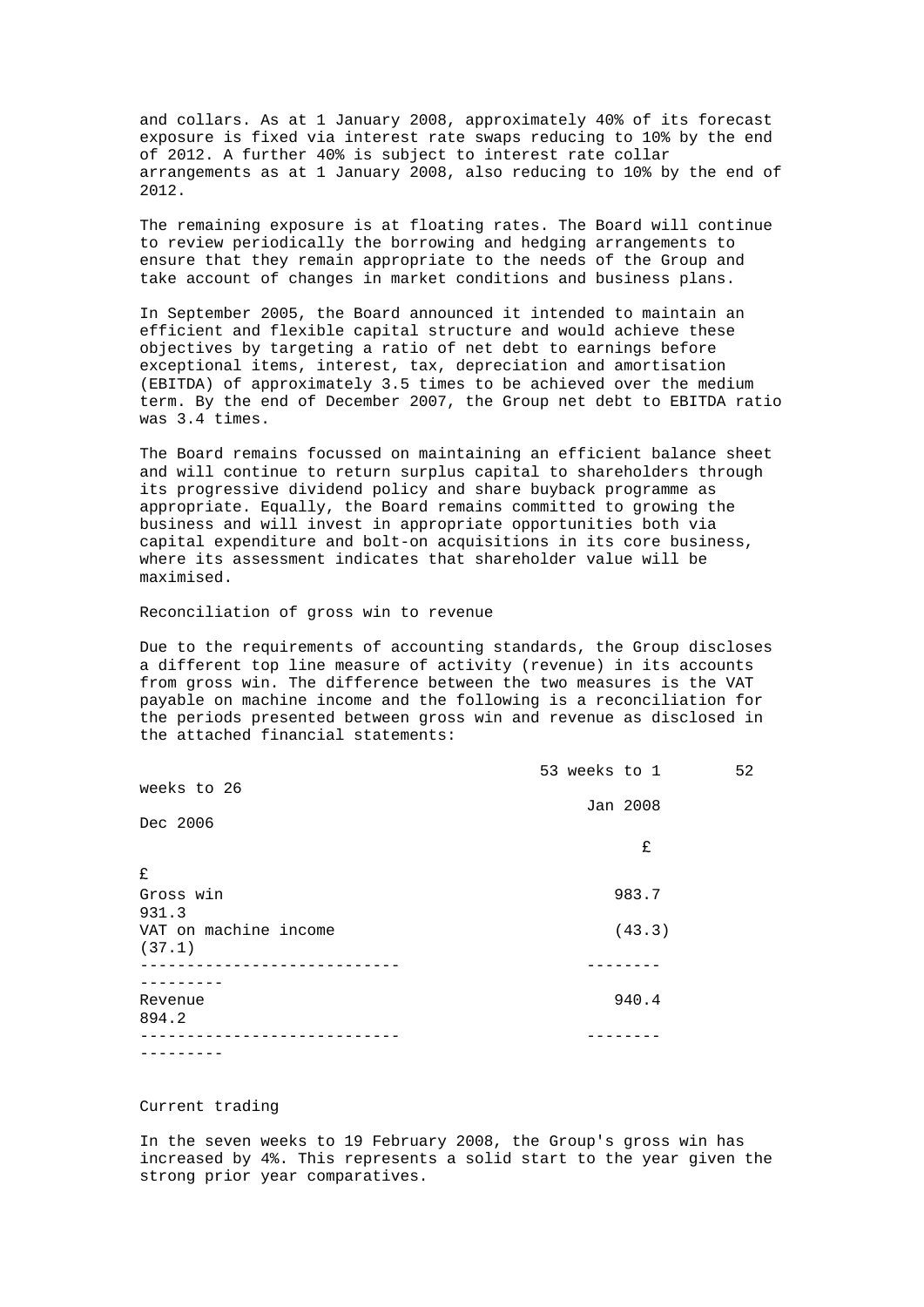and collars. As at 1 January 2008, approximately 40% of its forecast exposure is fixed via interest rate swaps reducing to 10% by the end of 2012. A further 40% is subject to interest rate collar arrangements as at 1 January 2008, also reducing to 10% by the end of 2012.

The remaining exposure is at floating rates. The Board will continue to review periodically the borrowing and hedging arrangements to ensure that they remain appropriate to the needs of the Group and take account of changes in market conditions and business plans.

In September 2005, the Board announced it intended to maintain an efficient and flexible capital structure and would achieve these objectives by targeting a ratio of net debt to earnings before exceptional items, interest, tax, depreciation and amortisation (EBITDA) of approximately 3.5 times to be achieved over the medium term. By the end of December 2007, the Group net debt to EBITDA ratio was 3.4 times.

The Board remains focussed on maintaining an efficient balance sheet and will continue to return surplus capital to shareholders through its progressive dividend policy and share buyback programme as appropriate. Equally, the Board remains committed to growing the business and will invest in appropriate opportunities both via capital expenditure and bolt-on acquisitions in its core business, where its assessment indicates that shareholder value will be maximised.

Reconciliation of gross win to revenue

Due to the requirements of accounting standards, the Group discloses a different top line measure of activity (revenue) in its accounts from gross win. The difference between the two measures is the VAT payable on machine income and the following is a reconciliation for the periods presented between gross win and revenue as disclosed in the attached financial statements:

| | 53 weeks to 1 Jan 2008 | 52 weeks to 26 Dec 2006 |
|---|---|---|
| | £ | £ |
| Gross win | 983.7 | 931.3 |
| VAT on machine income | (43.3) | (37.1) |
| Revenue | 940.4 | 894.2 |

Current trading

In the seven weeks to 19 February 2008, the Group's gross win has increased by 4%. This represents a solid start to the year given the strong prior year comparatives.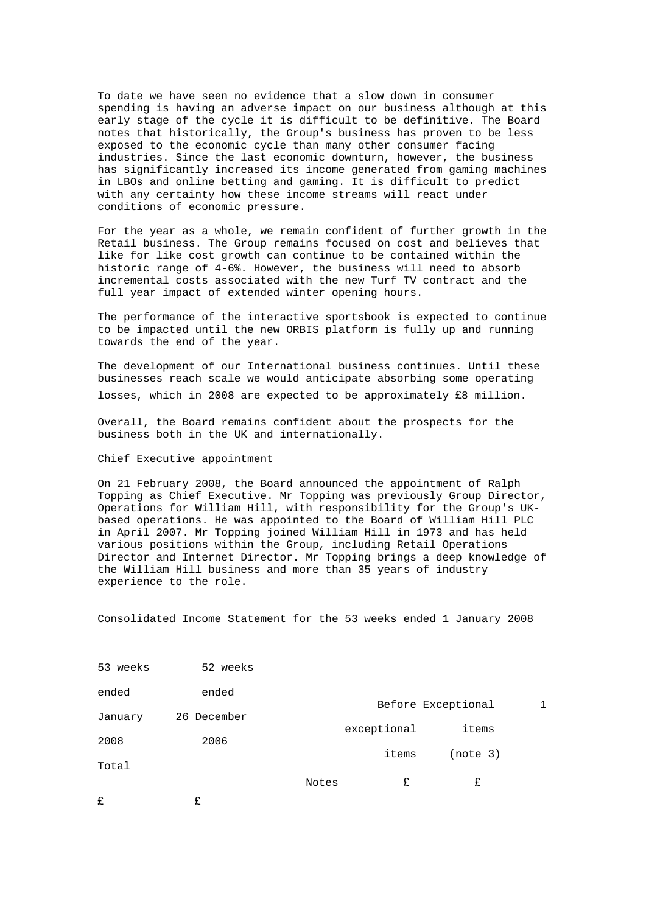To date we have seen no evidence that a slow down in consumer spending is having an adverse impact on our business although at this early stage of the cycle it is difficult to be definitive. The Board notes that historically, the Group's business has proven to be less exposed to the economic cycle than many other consumer facing industries. Since the last economic downturn, however, the business has significantly increased its income generated from gaming machines in LBOs and online betting and gaming. It is difficult to predict with any certainty how these income streams will react under conditions of economic pressure.

For the year as a whole, we remain confident of further growth in the Retail business. The Group remains focused on cost and believes that like for like cost growth can continue to be contained within the historic range of 4-6%. However, the business will need to absorb incremental costs associated with the new Turf TV contract and the full year impact of extended winter opening hours.

The performance of the interactive sportsbook is expected to continue to be impacted until the new ORBIS platform is fully up and running towards the end of the year.

The development of our International business continues. Until these businesses reach scale we would anticipate absorbing some operating losses, which in 2008 are expected to be approximately £8 million.

Overall, the Board remains confident about the prospects for the business both in the UK and internationally.

Chief Executive appointment

On 21 February 2008, the Board announced the appointment of Ralph Topping as Chief Executive. Mr Topping was previously Group Director, Operations for William Hill, with responsibility for the Group's UK-based operations. He was appointed to the Board of William Hill PLC in April 2007. Mr Topping joined William Hill in 1973 and has held various positions within the Group, including Retail Operations Director and Internet Director. Mr Topping brings a deep knowledge of the William Hill business and more than 35 years of industry experience to the role.

Consolidated Income Statement for the 53 weeks ended 1 January 2008

| | Notes | Before exceptional items | Exceptional items (note 3) | 53 weeks ended 1 January 2008 Total | 52 weeks ended 26 December 2006 |
|---|---|---|---|---|---|
| | | £ | £ | £ | £ |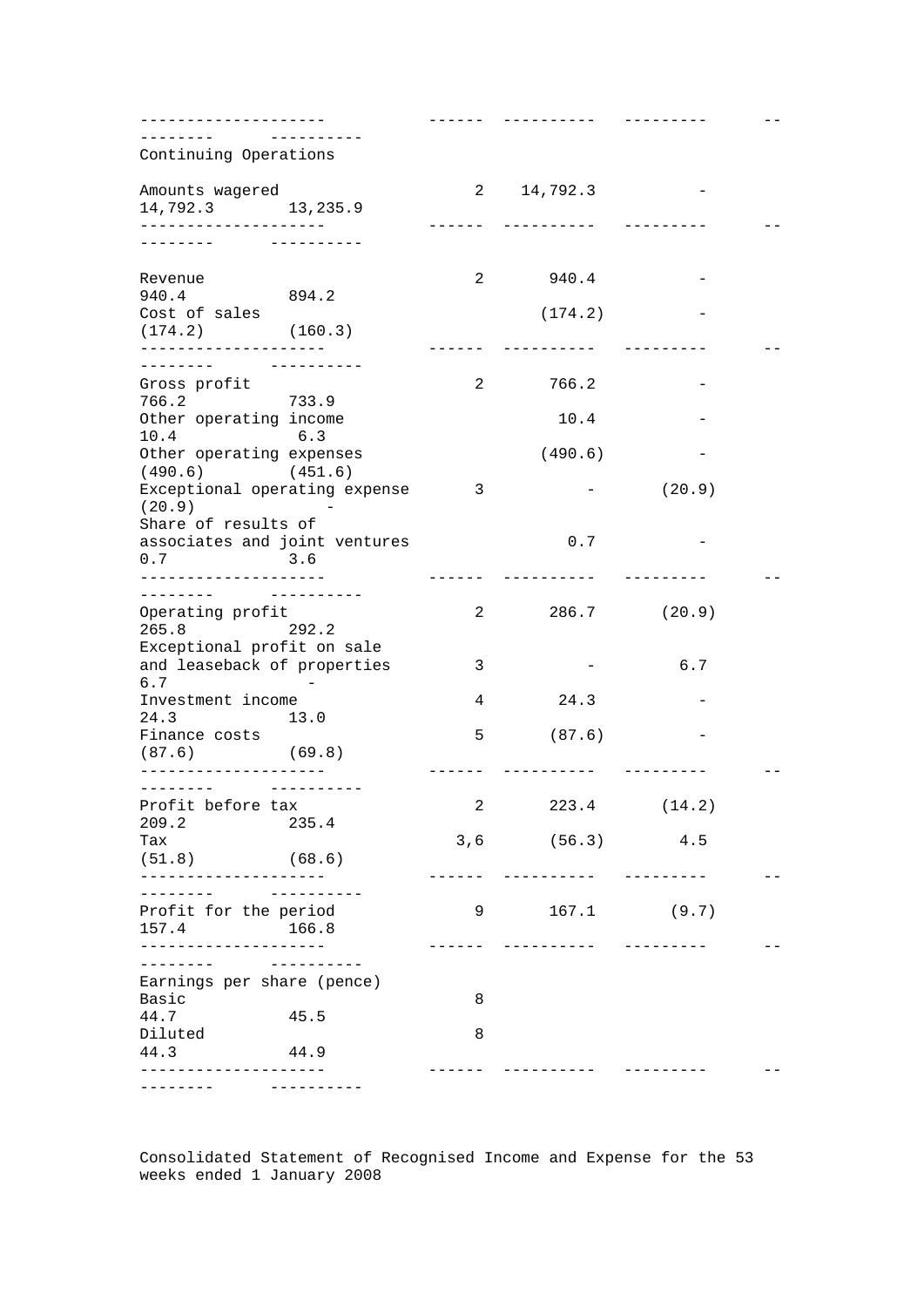| | Notes | | | | |
|---|---|---|---|---|---|
| **Continuing Operations** | | | | | |
| Amounts wagered | 2 | 14,792.3 | - | 14,792.3 | 13,235.9 |
| Revenue | 2 | 940.4 | - | 940.4 | 894.2 |
| Cost of sales | | (174.2) | - | (174.2) | (160.3) |
| Gross profit | 2 | 766.2 | - | 766.2 | 733.9 |
| Other operating income | | 10.4 | - | 10.4 | 6.3 |
| Other operating expenses | | (490.6) | - | (490.6) | (451.6) |
| Exceptional operating expense | 3 | - | (20.9) | (20.9) | - |
| Share of results of associates and joint ventures | | 0.7 | - | 0.7 | 3.6 |
| Operating profit | 2 | 286.7 | (20.9) | 265.8 | 292.2 |
| Exceptional profit on sale and leaseback of properties | 3 | - | 6.7 | 6.7 | - |
| Investment income | 4 | 24.3 | - | 24.3 | 13.0 |
| Finance costs | 5 | (87.6) | - | (87.6) | (69.8) |
| Profit before tax | 2 | 223.4 | (14.2) | 209.2 | 235.4 |
| Tax | 3,6 | (56.3) | 4.5 | (51.8) | (68.6) |
| Profit for the period | 9 | 167.1 | (9.7) | 157.4 | 166.8 |
| Earnings per share (pence) | | | | | |
| Basic | 8 | | | 44.7 | 45.5 |
| Diluted | 8 | | | 44.3 | 44.9 |

Consolidated Statement of Recognised Income and Expense for the 53 weeks ended 1 January 2008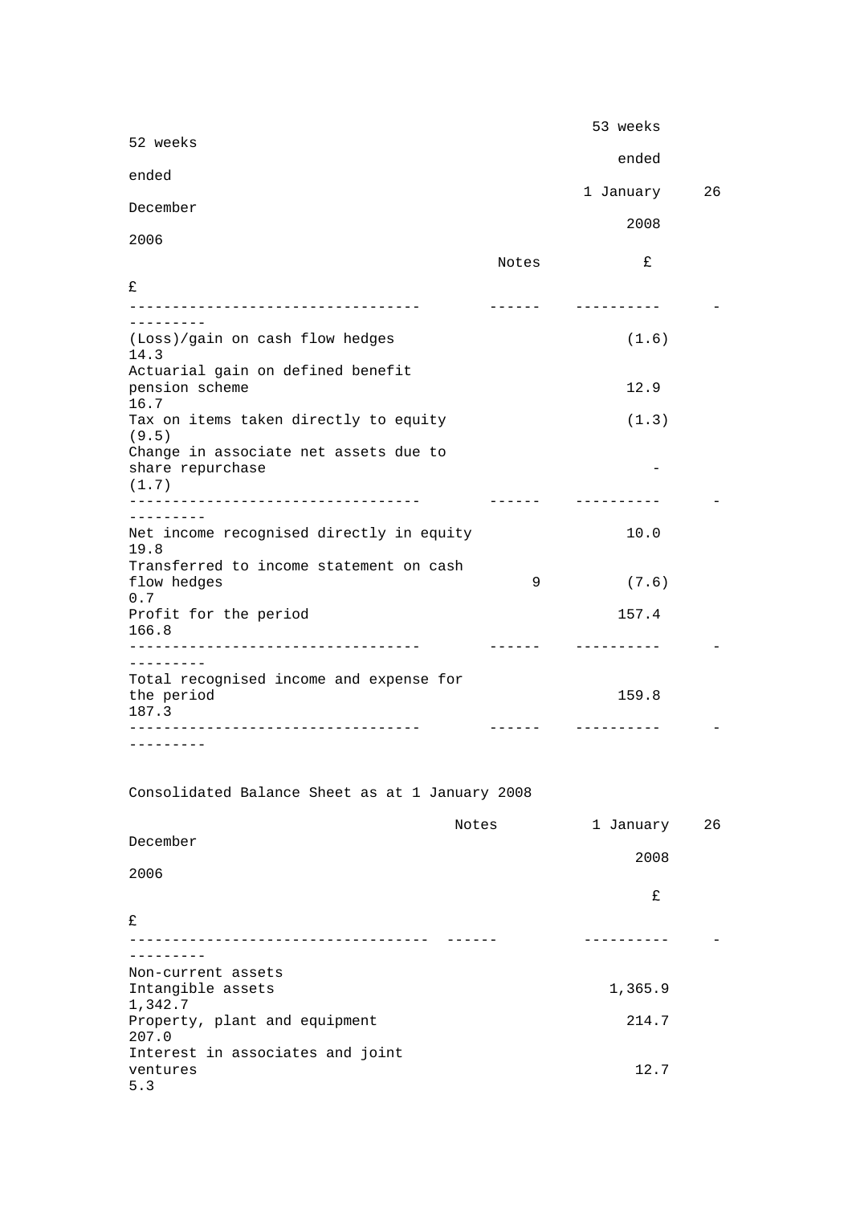| | Notes | 53 weeks ended 1 January 2008 £ | 52 weeks ended 26 December 2006 £ |
|---|---|---|---|
| (Loss)/gain on cash flow hedges | | (1.6) | 14.3 |
| Actuarial gain on defined benefit pension scheme | | 12.9 | 16.7 |
| Tax on items taken directly to equity | | (1.3) | (9.5) |
| Change in associate net assets due to share repurchase | | - | (1.7) |
| Net income recognised directly in equity | | 10.0 | 19.8 |
| Transferred to income statement on cash flow hedges | 9 | (7.6) | 0.7 |
| Profit for the period | | 157.4 | 166.8 |
| Total recognised income and expense for the period | | 159.8 | 187.3 |

Consolidated Balance Sheet as at 1 January 2008

| | Notes | 1 January 2008 £ | 26 December 2006 £ |
|---|---|---|---|
| Non-current assets | | | |
| Intangible assets | | 1,365.9 | 1,342.7 |
| Property, plant and equipment | | 214.7 | 207.0 |
| Interest in associates and joint ventures | | 12.7 | 5.3 |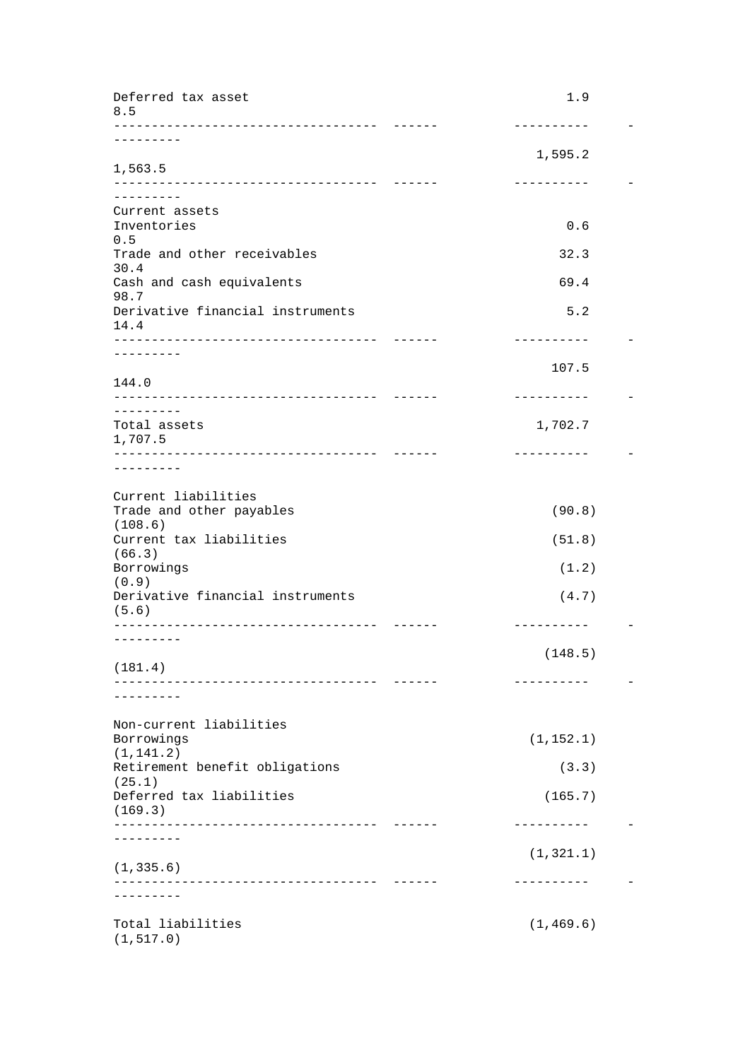| | | | |
|---|---|---|---|
| Deferred tax asset | | 1.9 | 8.5 |
| | | 1,595.2 | 1,563.5 |
| Current assets | | | |
| Inventories | | 0.6 | 0.5 |
| Trade and other receivables | | 32.3 | 30.4 |
| Cash and cash equivalents | | 69.4 | 98.7 |
| Derivative financial instruments | | 5.2 | 14.4 |
| | | 107.5 | 144.0 |
| Total assets | | 1,702.7 | 1,707.5 |
| Current liabilities | | | |
| Trade and other payables | | (90.8) | (108.6) |
| Current tax liabilities | | (51.8) | (66.3) |
| Borrowings | | (1.2) | (0.9) |
| Derivative financial instruments | | (4.7) | (5.6) |
| | | (148.5) | (181.4) |
| Non-current liabilities | | | |
| Borrowings | | (1,152.1) | (1,141.2) |
| Retirement benefit obligations | | (3.3) | (25.1) |
| Deferred tax liabilities | | (165.7) | (169.3) |
| | | (1,321.1) | (1,335.6) |
| Total liabilities | | (1,469.6) | (1,517.0) |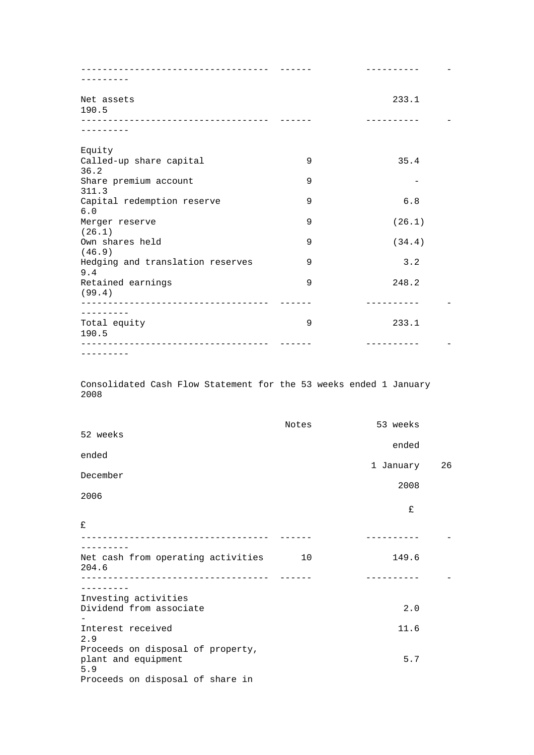| | Notes | | |
|---|---|---|---|
| Net assets | | 233.1 | 190.5 |
| **Equity** | | | |
| Called-up share capital | 9 | 35.4 | 36.2 |
| Share premium account | 9 | - | 311.3 |
| Capital redemption reserve | 9 | 6.8 | 6.0 |
| Merger reserve | 9 | (26.1) | (26.1) |
| Own shares held | 9 | (34.4) | (46.9) |
| Hedging and translation reserves | 9 | 3.2 | 9.4 |
| Retained earnings | 9 | 248.2 | (99.4) |
| Total equity | 9 | 233.1 | 190.5 |

## Consolidated Cash Flow Statement for the 53 weeks ended 1 January 2008

| | Notes | 53 weeks ended 1 January 2008 £ | 52 weeks ended 26 December 2006 £ |
|---|---|---|---|
| Net cash from operating activities | 10 | 149.6 | 204.6 |
| **Investing activities** | | | |
| Dividend from associate | | 2.0 | - |
| Interest received | | 11.6 | 2.9 |
| Proceeds on disposal of property, plant and equipment | | 5.7 | 5.9 |
| Proceeds on disposal of share in | | | |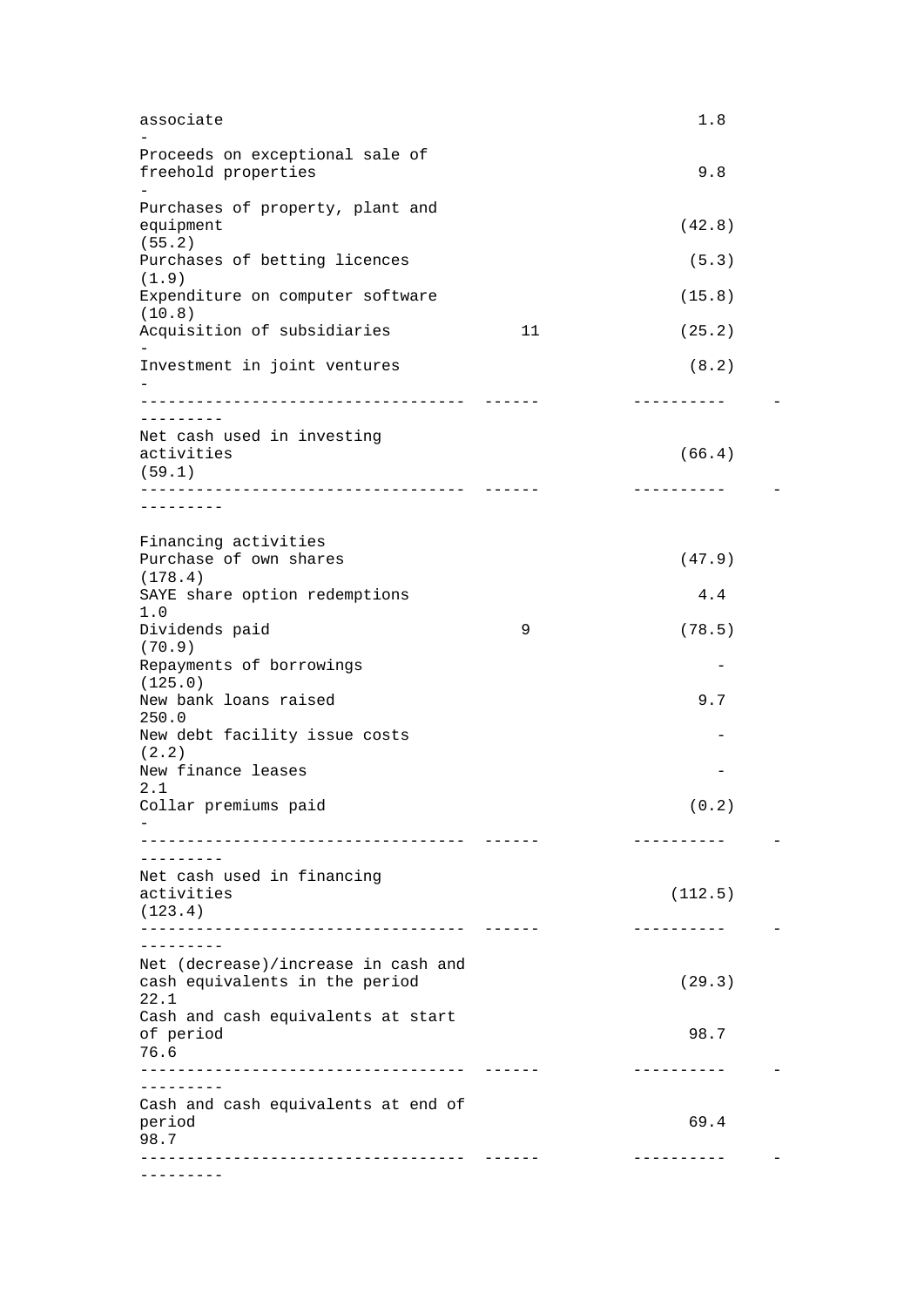| | Note | | |
|---|---|---|---|
| associate | | 1.8 | - |
| Proceeds on exceptional sale of freehold properties | | 9.8 | - |
| Purchases of property, plant and equipment | | (42.8) | (55.2) |
| Purchases of betting licences | | (5.3) | (1.9) |
| Expenditure on computer software | | (15.8) | (10.8) |
| Acquisition of subsidiaries | 11 | (25.2) | - |
| Investment in joint ventures | | (8.2) | - |
| Net cash used in investing activities | | (66.4) | (59.1) |
| | | | |
| Financing activities | | | |
| Purchase of own shares | | (47.9) | (178.4) |
| SAYE share option redemptions | | 4.4 | 1.0 |
| Dividends paid | 9 | (78.5) | (70.9) |
| Repayments of borrowings | | - | (125.0) |
| New bank loans raised | | 9.7 | 250.0 |
| New debt facility issue costs | | - | (2.2) |
| New finance leases | | - | 2.1 |
| Collar premiums paid | | (0.2) | - |
| Net cash used in financing activities | | (112.5) | (123.4) |
| Net (decrease)/increase in cash and cash equivalents in the period | | (29.3) | 22.1 |
| Cash and cash equivalents at start of period | | 98.7 | 76.6 |
| Cash and cash equivalents at end of period | | 69.4 | 98.7 |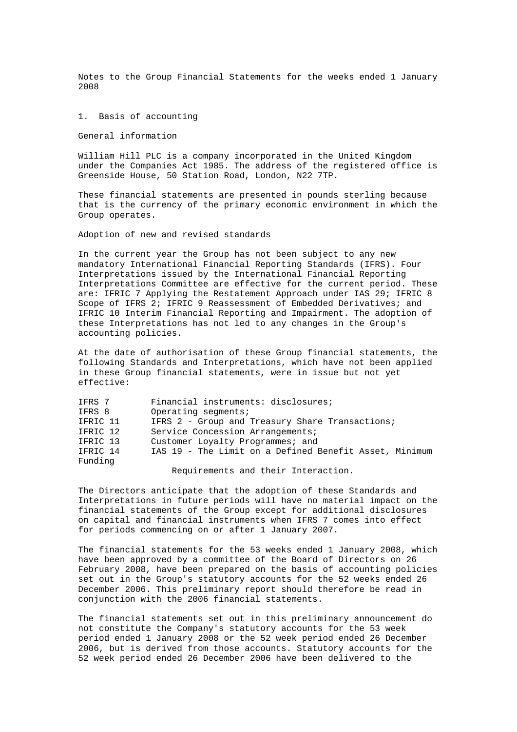Notes to the Group Financial Statements for the weeks ended 1 January 2008

## 1. Basis of accounting

### General information

William Hill PLC is a company incorporated in the United Kingdom under the Companies Act 1985. The address of the registered office is Greenside House, 50 Station Road, London, N22 7TP.

These financial statements are presented in pounds sterling because that is the currency of the primary economic environment in which the Group operates.

### Adoption of new and revised standards

In the current year the Group has not been subject to any new mandatory International Financial Reporting Standards (IFRS). Four Interpretations issued by the International Financial Reporting Interpretations Committee are effective for the current period. These are: IFRIC 7 Applying the Restatement Approach under IAS 29; IFRIC 8 Scope of IFRS 2; IFRIC 9 Reassessment of Embedded Derivatives; and IFRIC 10 Interim Financial Reporting and Impairment. The adoption of these Interpretations has not led to any changes in the Group's accounting policies.

At the date of authorisation of these Group financial statements, the following Standards and Interpretations, which have not been applied in these Group financial statements, were in issue but not yet effective:

| | |
|---|---|
| IFRS 7 | Financial instruments: disclosures; |
| IFRS 8 | Operating segments; |
| IFRIC 11 | IFRS 2 - Group and Treasury Share Transactions; |
| IFRIC 12 | Service Concession Arrangements; |
| IFRIC 13 | Customer Loyalty Programmes; and |
| IFRIC 14 | IAS 19 - The Limit on a Defined Benefit Asset, Minimum Funding Requirements and their Interaction. |

The Directors anticipate that the adoption of these Standards and Interpretations in future periods will have no material impact on the financial statements of the Group except for additional disclosures on capital and financial instruments when IFRS 7 comes into effect for periods commencing on or after 1 January 2007.

The financial statements for the 53 weeks ended 1 January 2008, which have been approved by a committee of the Board of Directors on 26 February 2008, have been prepared on the basis of accounting policies set out in the Group's statutory accounts for the 52 weeks ended 26 December 2006. This preliminary report should therefore be read in conjunction with the 2006 financial statements.

The financial statements set out in this preliminary announcement do not constitute the Company's statutory accounts for the 53 week period ended 1 January 2008 or the 52 week period ended 26 December 2006, but is derived from those accounts. Statutory accounts for the 52 week period ended 26 December 2006 have been delivered to the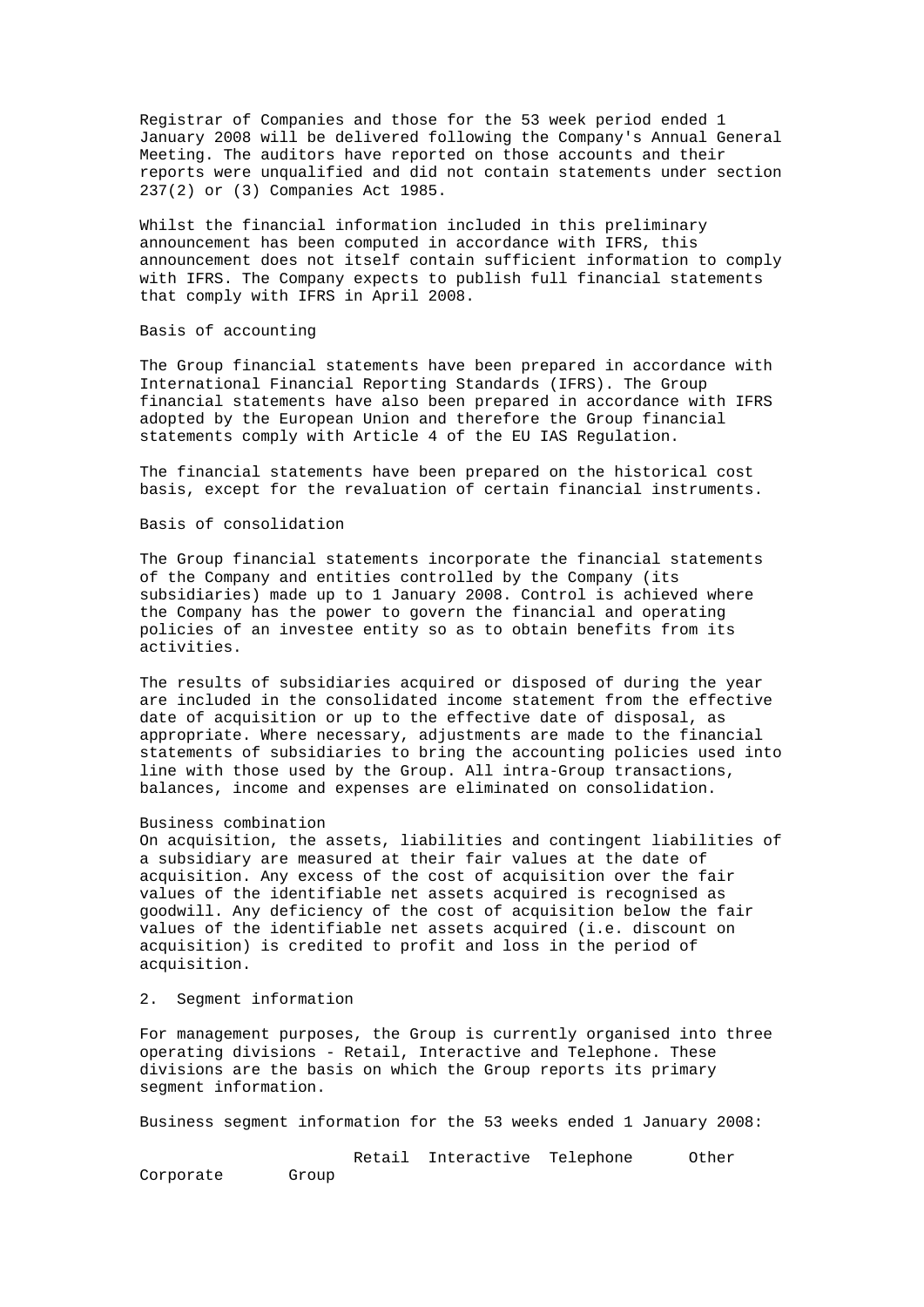Registrar of Companies and those for the 53 week period ended 1 January 2008 will be delivered following the Company's Annual General Meeting. The auditors have reported on those accounts and their reports were unqualified and did not contain statements under section 237(2) or (3) Companies Act 1985.

Whilst the financial information included in this preliminary announcement has been computed in accordance with IFRS, this announcement does not itself contain sufficient information to comply with IFRS. The Company expects to publish full financial statements that comply with IFRS in April 2008.

Basis of accounting

The Group financial statements have been prepared in accordance with International Financial Reporting Standards (IFRS). The Group financial statements have also been prepared in accordance with IFRS adopted by the European Union and therefore the Group financial statements comply with Article 4 of the EU IAS Regulation.

The financial statements have been prepared on the historical cost basis, except for the revaluation of certain financial instruments.

Basis of consolidation

The Group financial statements incorporate the financial statements of the Company and entities controlled by the Company (its subsidiaries) made up to 1 January 2008. Control is achieved where the Company has the power to govern the financial and operating policies of an investee entity so as to obtain benefits from its activities.

The results of subsidiaries acquired or disposed of during the year are included in the consolidated income statement from the effective date of acquisition or up to the effective date of disposal, as appropriate. Where necessary, adjustments are made to the financial statements of subsidiaries to bring the accounting policies used into line with those used by the Group. All intra-Group transactions, balances, income and expenses are eliminated on consolidation.

Business combination

On acquisition, the assets, liabilities and contingent liabilities of a subsidiary are measured at their fair values at the date of acquisition. Any excess of the cost of acquisition over the fair values of the identifiable net assets acquired is recognised as goodwill. Any deficiency of the cost of acquisition below the fair values of the identifiable net assets acquired (i.e. discount on acquisition) is credited to profit and loss in the period of acquisition.

2. Segment information

For management purposes, the Group is currently organised into three operating divisions - Retail, Interactive and Telephone. These divisions are the basis on which the Group reports its primary segment information.

Business segment information for the 53 weeks ended 1 January 2008:

| Retail | Interactive | Telephone | Other | Corporate | Group |
|---|---|---|---|---|---|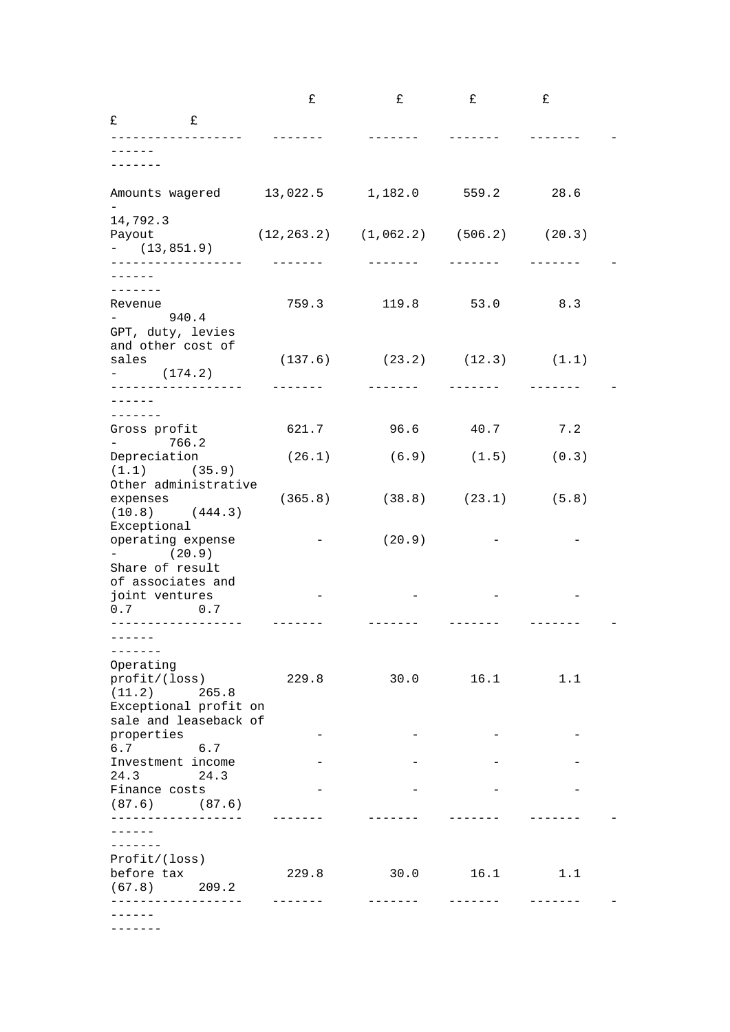| | £ | £ | £ | £ | £ | £ |
|---|---|---|---|---|---|---|
| Amounts wagered | 13,022.5 | 1,182.0 | 559.2 | 28.6 | - | 14,792.3 |
| Payout | (12,263.2) | (1,062.2) | (506.2) | (20.3) | - | (13,851.9) |
| Revenue | 759.3 | 119.8 | 53.0 | 8.3 | - | 940.4 |
| GPT, duty, levies and other cost of sales | (137.6) | (23.2) | (12.3) | (1.1) | - | (174.2) |
| Gross profit | 621.7 | 96.6 | 40.7 | 7.2 | - | 766.2 |
| Depreciation | (26.1) | (6.9) | (1.5) | (0.3) | (1.1) | (35.9) |
| Other administrative expenses | (365.8) | (38.8) | (23.1) | (5.8) | (10.8) | (444.3) |
| Exceptional operating expense | - | (20.9) | - | - | - | (20.9) |
| Share of result of associates and joint ventures | - | - | - | - | 0.7 | 0.7 |
| Operating profit/(loss) | 229.8 | 30.0 | 16.1 | 1.1 | (11.2) | 265.8 |
| Exceptional profit on sale and leaseback of properties | - | - | - | - | 6.7 | 6.7 |
| Investment income | - | - | - | - | 24.3 | 24.3 |
| Finance costs | - | - | - | - | (87.6) | (87.6) |
| Profit/(loss) before tax | 229.8 | 30.0 | 16.1 | 1.1 | (67.8) | 209.2 |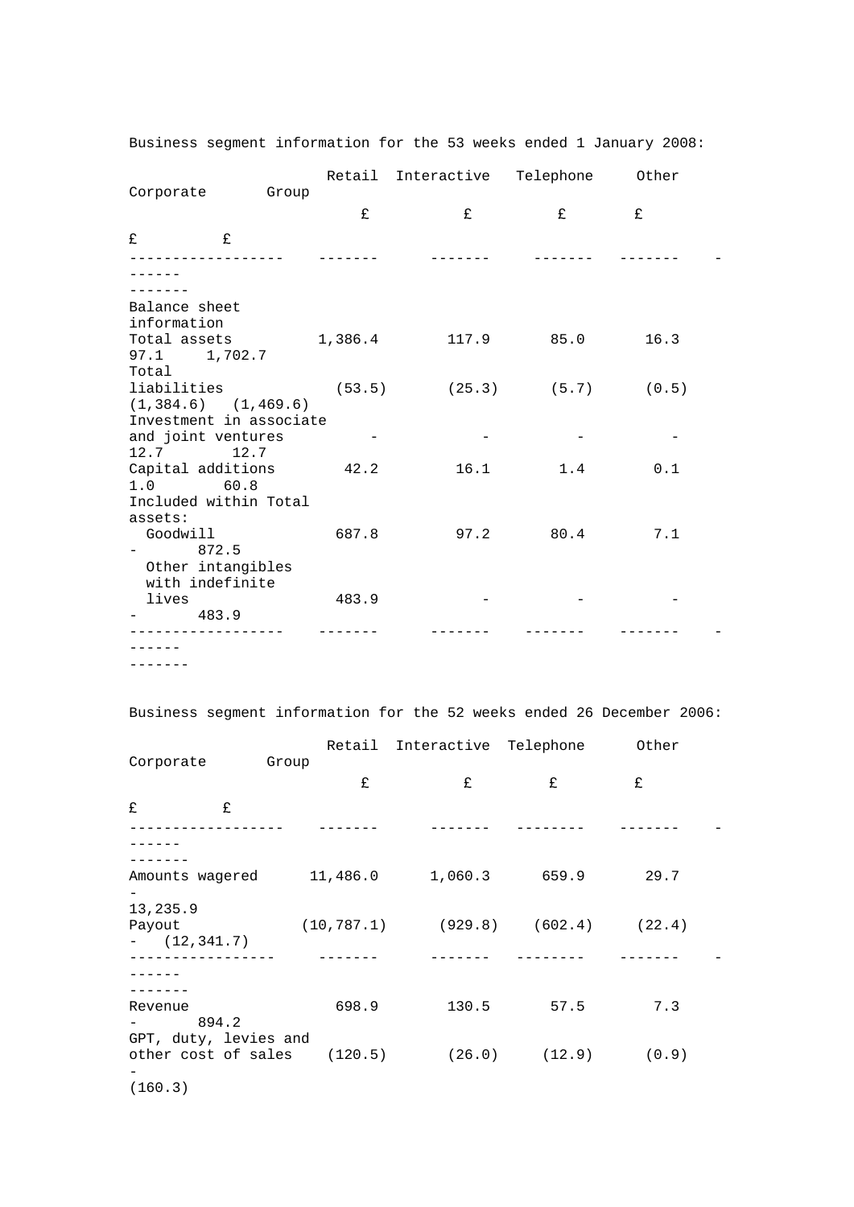Business segment information for the 53 weeks ended 1 January 2008:

| | Retail | Interactive | Telephone | Other | Corporate | Group |
|---|---|---|---|---|---|---|
| | £ | £ | £ | £ | £ | £ |
| Balance sheet information | | | | | | |
| Total assets | 1,386.4 | 117.9 | 85.0 | 16.3 | 97.1 | 1,702.7 |
| Total liabilities | (53.5) | (25.3) | (5.7) | (0.5) | (1,384.6) | (1,469.6) |
| Investment in associate and joint ventures | - | - | - | - | 12.7 | 12.7 |
| Capital additions | 42.2 | 16.1 | 1.4 | 0.1 | 1.0 | 60.8 |
| Included within Total assets: | | | | | | |
| Goodwill | 687.8 | 97.2 | 80.4 | 7.1 | - | 872.5 |
| Other intangibles with indefinite lives | 483.9 | - | - | - | - | 483.9 |

Business segment information for the 52 weeks ended 26 December 2006:

| | Retail | Interactive | Telephone | Other | Corporate | Group |
|---|---|---|---|---|---|---|
| | £ | £ | £ | £ | £ | £ |
| Amounts wagered | 11,486.0 | 1,060.3 | 659.9 | 29.7 | - | 13,235.9 |
| Payout | (10,787.1) | (929.8) | (602.4) | (22.4) | - | (12,341.7) |
| Revenue | 698.9 | 130.5 | 57.5 | 7.3 | - | 894.2 |
| GPT, duty, levies and other cost of sales | (120.5) | (26.0) | (12.9) | (0.9) | - | (160.3) |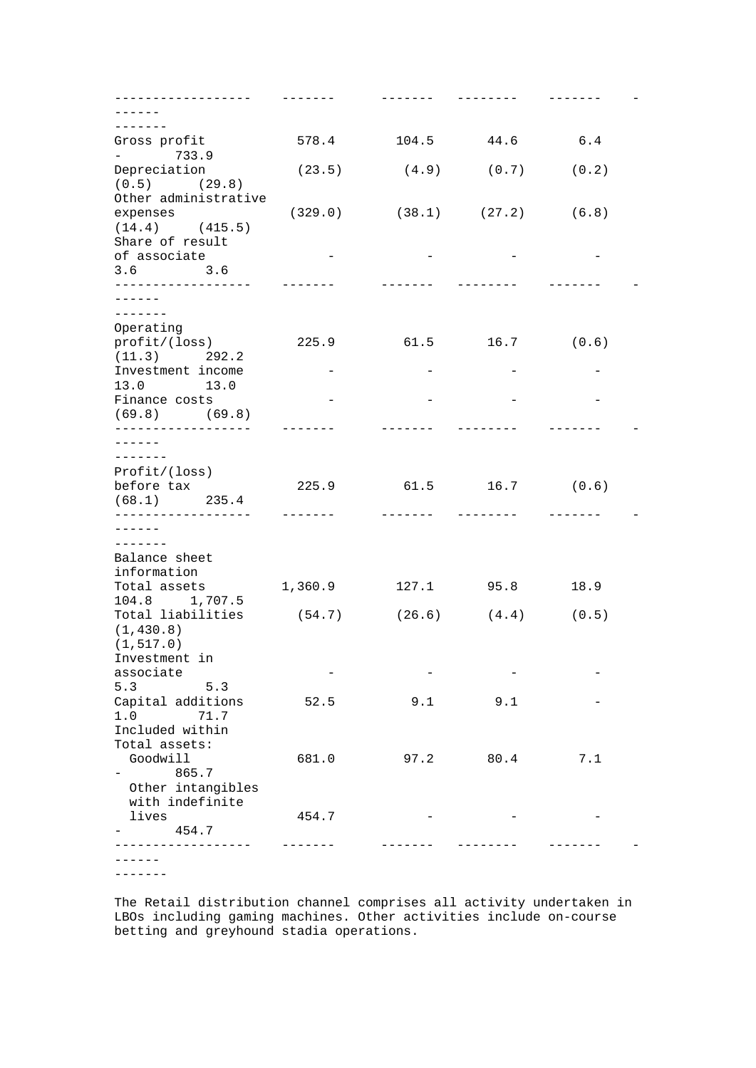| | | | | | | |
|---|---|---|---|---|---|---|
| Gross profit | 578.4 | 104.5 | 44.6 | 6.4 | - | 733.9 |
| Depreciation | (23.5) | (4.9) | (0.7) | (0.2) | (0.5) | (29.8) |
| Other administrative expenses | (329.0) | (38.1) | (27.2) | (6.8) | (14.4) | (415.5) |
| Share of result of associate | - | - | - | - | 3.6 | 3.6 |
| Operating profit/(loss) | 225.9 | 61.5 | 16.7 | (0.6) | (11.3) | 292.2 |
| Investment income | - | - | - | - | 13.0 | 13.0 |
| Finance costs | - | - | - | - | (69.8) | (69.8) |
| Profit/(loss) before tax | 225.9 | 61.5 | 16.7 | (0.6) | (68.1) | 235.4 |
| Balance sheet information | | | | | | |
| Total assets | 1,360.9 | 127.1 | 95.8 | 18.9 | 104.8 | 1,707.5 |
| Total liabilities | (54.7) | (26.6) | (4.4) | (0.5) | (1,430.8) | (1,517.0) |
| Investment in associate | - | - | - | - | 5.3 | 5.3 |
| Capital additions | 52.5 | 9.1 | 9.1 | - | 1.0 | 71.7 |
| Included within Total assets: | | | | | | |
| Goodwill | 681.0 | 97.2 | 80.4 | 7.1 | - | 865.7 |
| Other intangibles with indefinite lives | 454.7 | - | - | - | - | 454.7 |

The Retail distribution channel comprises all activity undertaken in LBOs including gaming machines. Other activities include on-course betting and greyhound stadia operations.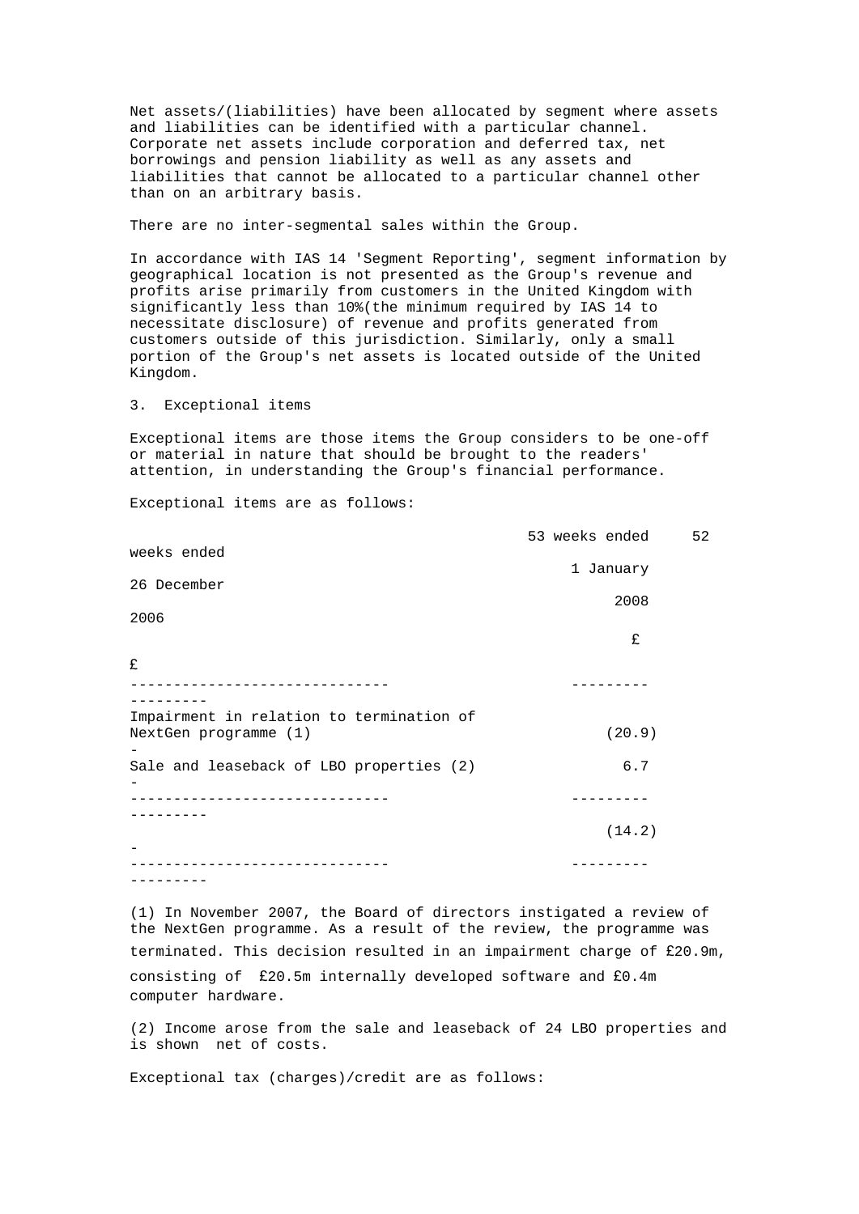Net assets/(liabilities) have been allocated by segment where assets and liabilities can be identified with a particular channel. Corporate net assets include corporation and deferred tax, net borrowings and pension liability as well as any assets and liabilities that cannot be allocated to a particular channel other than on an arbitrary basis.

There are no inter-segmental sales within the Group.

In accordance with IAS 14 'Segment Reporting', segment information by geographical location is not presented as the Group's revenue and profits arise primarily from customers in the United Kingdom with significantly less than 10%(the minimum required by IAS 14 to necessitate disclosure) of revenue and profits generated from customers outside of this jurisdiction. Similarly, only a small portion of the Group's net assets is located outside of the United Kingdom.

3. Exceptional items

Exceptional items are those items the Group considers to be one-off or material in nature that should be brought to the readers' attention, in understanding the Group's financial performance.

Exceptional items are as follows:

| | 53 weeks ended 1 January 2008 £ | 52 weeks ended 26 December 2006 £ |
|---|---|---|
| Impairment in relation to termination of NextGen programme (1) | (20.9) | - |
| Sale and leaseback of LBO properties (2) | 6.7 | - |
| | (14.2) | - |

(1) In November 2007, the Board of directors instigated a review of the NextGen programme. As a result of the review, the programme was terminated. This decision resulted in an impairment charge of £20.9m, consisting of £20.5m internally developed software and £0.4m computer hardware.

(2) Income arose from the sale and leaseback of 24 LBO properties and is shown net of costs.

Exceptional tax (charges)/credit are as follows: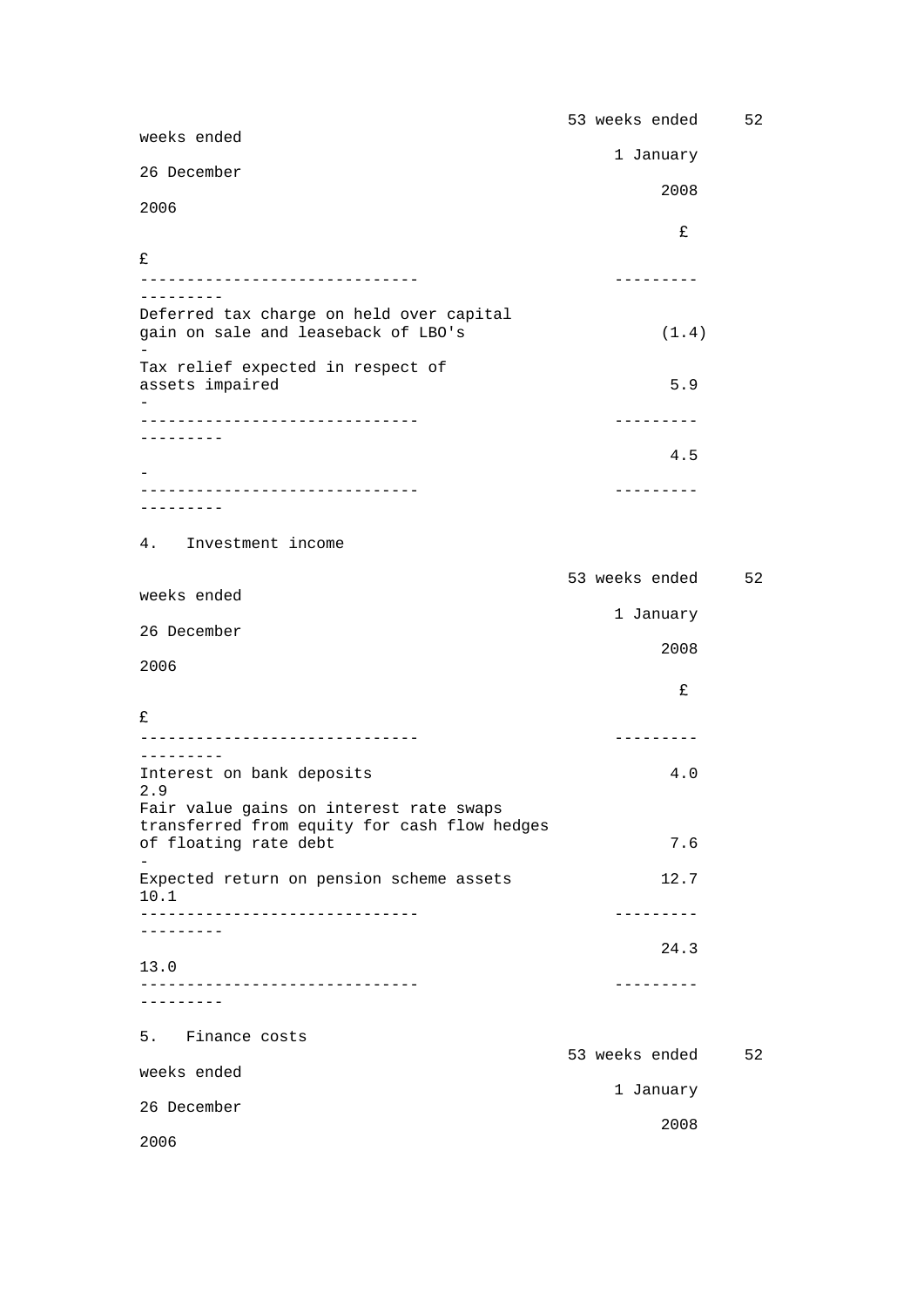| | 53 weeks ended 1 January 2008 £ | 52 weeks ended 26 December 2006 £ |
|---|---|---|
| Deferred tax charge on held over capital gain on sale and leaseback of LBO's | (1.4) | - |
| Tax relief expected in respect of assets impaired | 5.9 | - |
| | 4.5 | - |

## 4. Investment income

| | 53 weeks ended 1 January 2008 £ | 52 weeks ended 26 December 2006 £ |
|---|---|---|
| Interest on bank deposits | 4.0 | 2.9 |
| Fair value gains on interest rate swaps transferred from equity for cash flow hedges of floating rate debt | 7.6 | - |
| Expected return on pension scheme assets | 12.7 | 10.1 |
| | 24.3 | 13.0 |

## 5. Finance costs

| | 53 weeks ended 1 January 2008 | 52 weeks ended 26 December 2006 |
|---|---|---|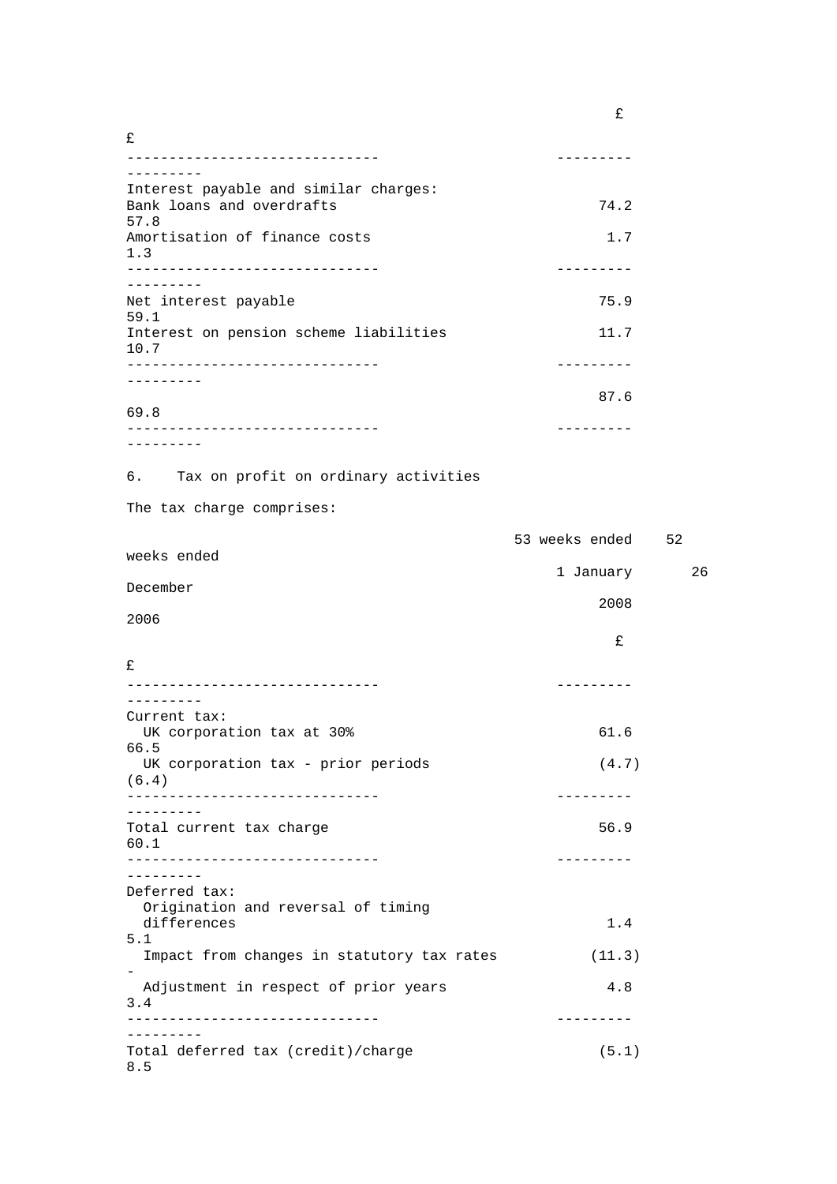| | £ | £ |
|---|---|---|
| Interest payable and similar charges: | | |
| Bank loans and overdrafts | 74.2 | 57.8 |
| Amortisation of finance costs | 1.7 | 1.3 |
| Net interest payable | 75.9 | 59.1 |
| Interest on pension scheme liabilities | 11.7 | 10.7 |
| | 87.6 | 69.8 |

6. Tax on profit on ordinary activities

The tax charge comprises:

| | 53 weeks ended 1 January 2008 | 52 weeks ended 26 December 2006 |
|---|---|---|
| | £ | £ |
| Current tax: | | |
| UK corporation tax at 30% | 61.6 | 66.5 |
| UK corporation tax - prior periods | (4.7) | (6.4) |
| Total current tax charge | 56.9 | 60.1 |
| Deferred tax: | | |
| Origination and reversal of timing differences | 1.4 | 5.1 |
| Impact from changes in statutory tax rates | (11.3) | - |
| Adjustment in respect of prior years | 4.8 | 3.4 |
| Total deferred tax (credit)/charge | (5.1) | 8.5 |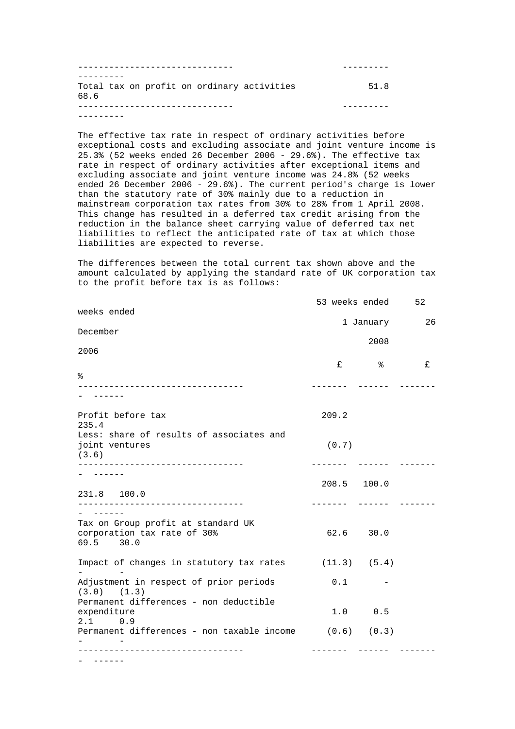| | | |
|---|---|---|
| Total tax on profit on ordinary activities | 51.8 | 68.6 |

The effective tax rate in respect of ordinary activities before exceptional costs and excluding associate and joint venture income is 25.3% (52 weeks ended 26 December 2006 - 29.6%). The effective tax rate in respect of ordinary activities after exceptional items and excluding associate and joint venture income was 24.8% (52 weeks ended 26 December 2006 - 29.6%). The current period's charge is lower than the statutory rate of 30% mainly due to a reduction in mainstream corporation tax rates from 30% to 28% from 1 April 2008. This change has resulted in a deferred tax credit arising from the reduction in the balance sheet carrying value of deferred tax net liabilities to reflect the anticipated rate of tax at which those liabilities are expected to reverse.

The differences between the total current tax shown above and the amount calculated by applying the standard rate of UK corporation tax to the profit before tax is as follows:

| | 53 weeks ended 1 January 2008 | | 52 weeks ended 26 December 2006 | |
|---|---|---|---|---|
| | £ | % | £ | % |
| Profit before tax | 209.2 | | 235.4 | |
| Less: share of results of associates and joint ventures | (0.7) | | (3.6) | |
| | 208.5 | 100.0 | 231.8 | 100.0 |
| Tax on Group profit at standard UK corporation tax rate of 30% | 62.6 | 30.0 | 69.5 | 30.0 |
| Impact of changes in statutory tax rates | (11.3) | (5.4) | - | - |
| Adjustment in respect of prior periods | 0.1 | - | (3.0) | (1.3) |
| Permanent differences - non deductible expenditure | 1.0 | 0.5 | 2.1 | 0.9 |
| Permanent differences - non taxable income | (0.6) | (0.3) | - | - |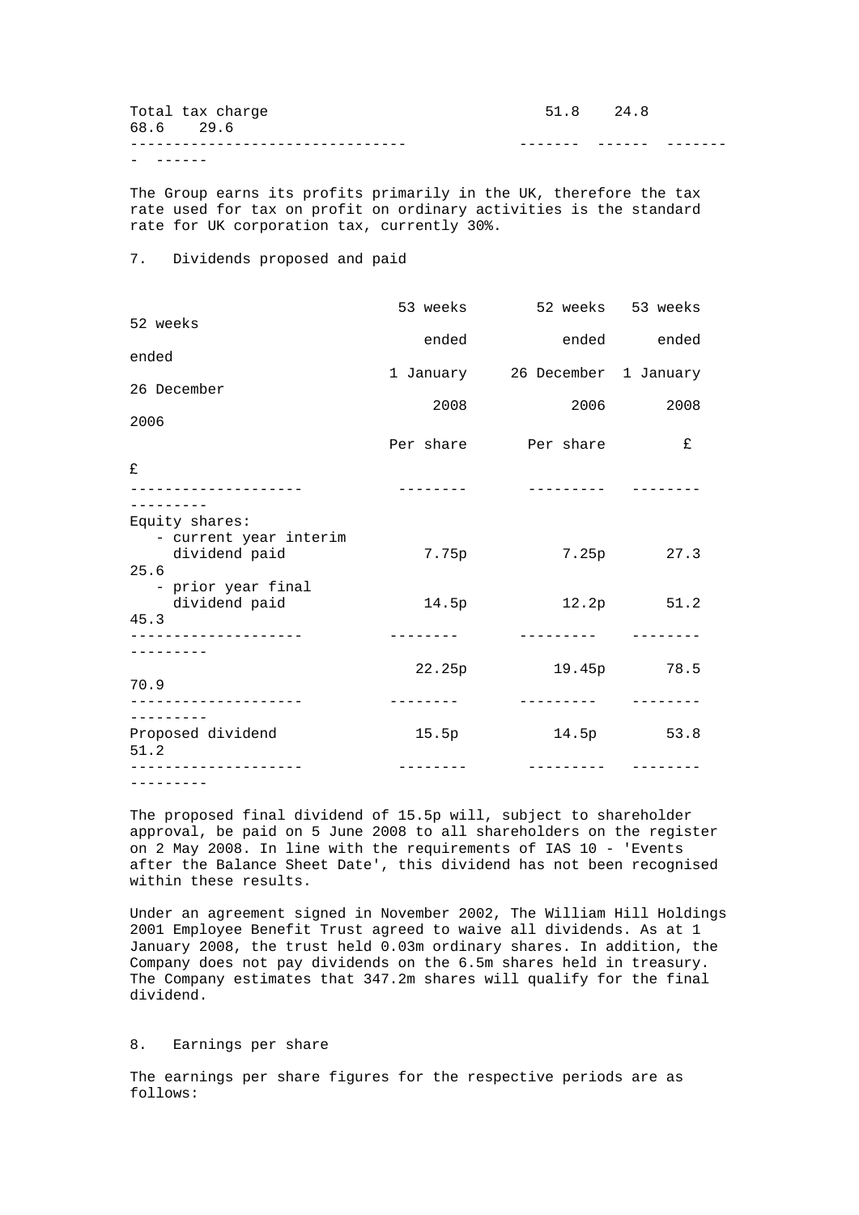| | | | | |
|---|---|---|---|---|
| Total tax charge | 51.8 | 24.8 | 68.6 | 29.6 |

The Group earns its profits primarily in the UK, therefore the tax rate used for tax on profit on ordinary activities is the standard rate for UK corporation tax, currently 30%.

## 7. Dividends proposed and paid

| | 53 weeks ended 1 January 2008 Per share | 52 weeks ended 26 December 2006 Per share | 53 weeks ended 1 January 2008 £ | 52 weeks ended 26 December 2006 £ |
|---|---|---|---|---|
| Equity shares: | | | | |
| - current year interim dividend paid | 7.75p | 7.25p | 27.3 | 25.6 |
| - prior year final dividend paid | 14.5p | 12.2p | 51.2 | 45.3 |
| | 22.25p | 19.45p | 78.5 | 70.9 |
| Proposed dividend | 15.5p | 14.5p | 53.8 | 51.2 |

The proposed final dividend of 15.5p will, subject to shareholder approval, be paid on 5 June 2008 to all shareholders on the register on 2 May 2008. In line with the requirements of IAS 10 - 'Events after the Balance Sheet Date', this dividend has not been recognised within these results.

Under an agreement signed in November 2002, The William Hill Holdings 2001 Employee Benefit Trust agreed to waive all dividends. As at 1 January 2008, the trust held 0.03m ordinary shares. In addition, the Company does not pay dividends on the 6.5m shares held in treasury. The Company estimates that 347.2m shares will qualify for the final dividend.

## 8. Earnings per share

The earnings per share figures for the respective periods are as follows: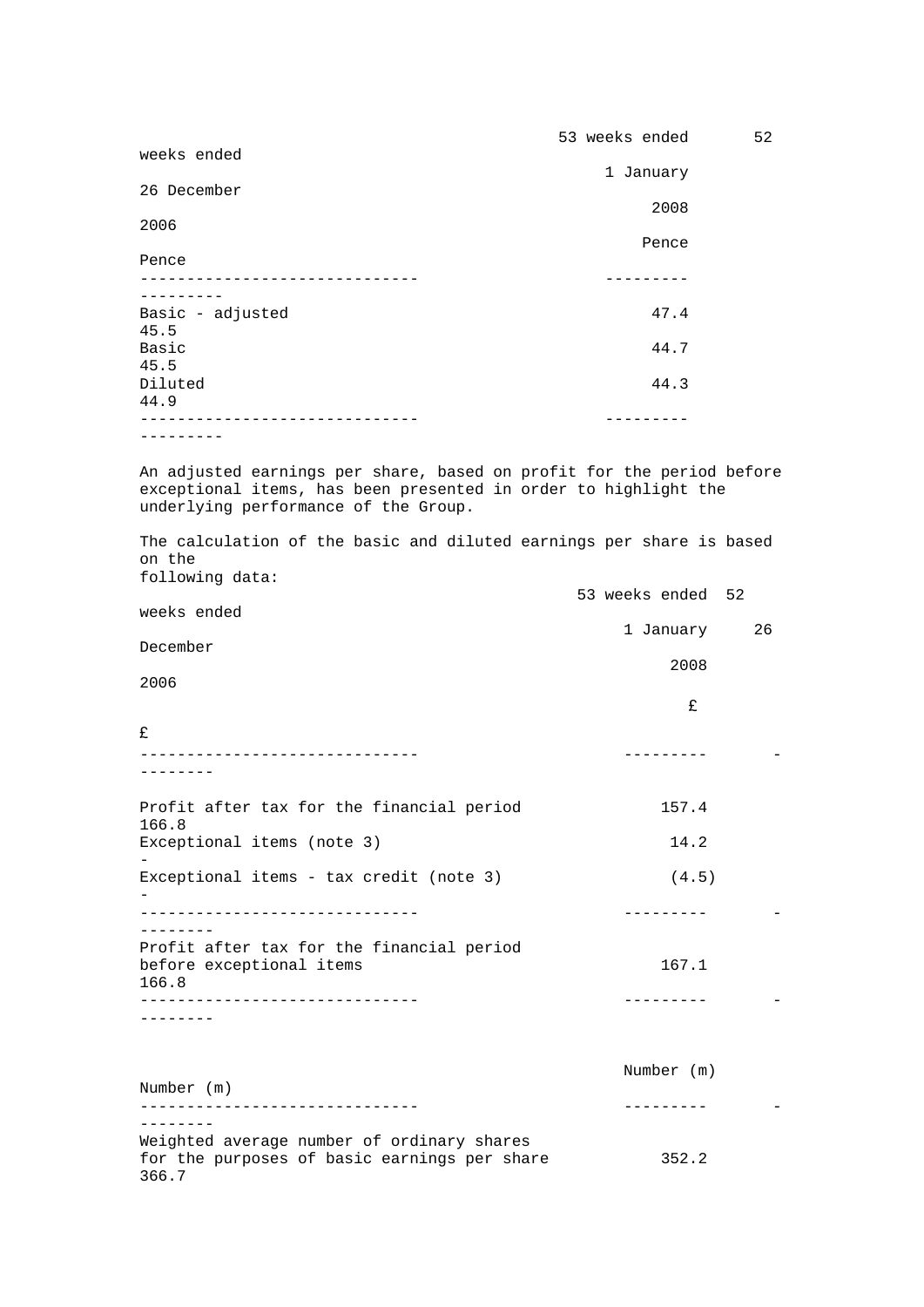| | 53 weeks ended 1 January 2008 Pence | 52 weeks ended 26 December 2006 Pence |
|---|---|---|
| Basic - adjusted | 47.4 | 45.5 |
| Basic | 44.7 | 45.5 |
| Diluted | 44.3 | 44.9 |

An adjusted earnings per share, based on profit for the period before exceptional items, has been presented in order to highlight the underlying performance of the Group.

The calculation of the basic and diluted earnings per share is based on the following data:

| | 53 weeks ended 1 January 2008 £ | 52 weeks ended 26 December 2006 £ |
|---|---|---|
| Profit after tax for the financial period | 157.4 | 166.8 |
| Exceptional items (note 3) | 14.2 | - |
| Exceptional items - tax credit (note 3) | (4.5) | - |
| Profit after tax for the financial period before exceptional items | 167.1 | 166.8 |

| | Number (m) | Number (m) |
|---|---|---|
| Weighted average number of ordinary shares for the purposes of basic earnings per share | 352.2 | 366.7 |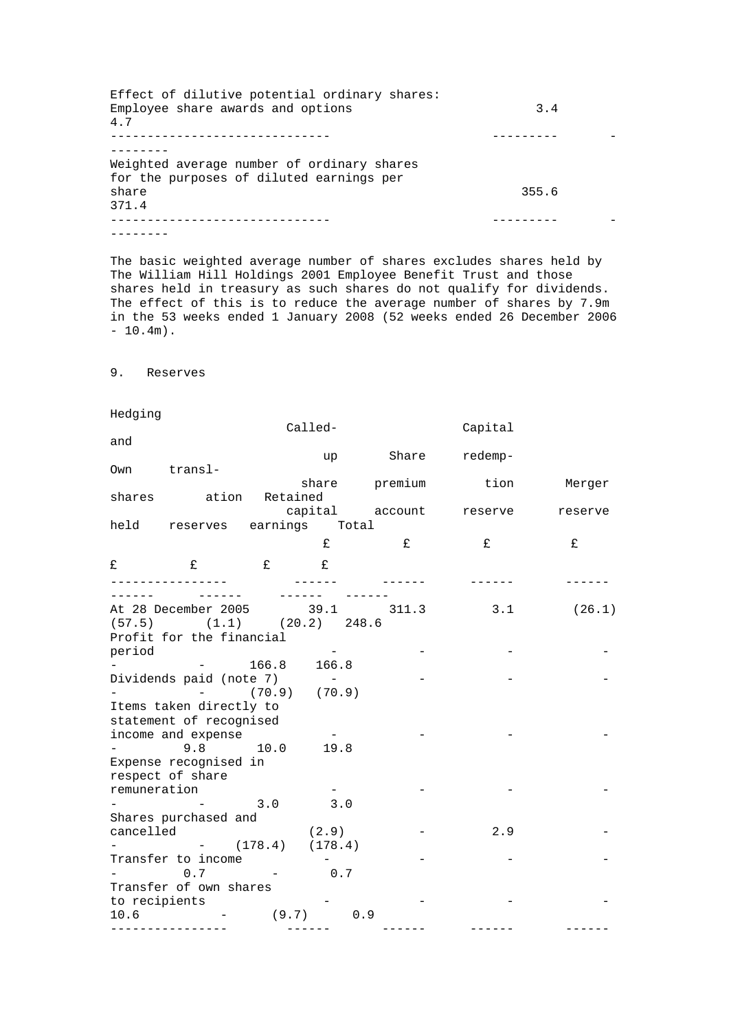| | | |
|---|---|---|
| Effect of dilutive potential ordinary shares: | | |
| Employee share awards and options | 3.4 | 4.7 |
| Weighted average number of ordinary shares for the purposes of diluted earnings per share | 355.6 | 371.4 |

The basic weighted average number of shares excludes shares held by The William Hill Holdings 2001 Employee Benefit Trust and those shares held in treasury as such shares do not qualify for dividends. The effect of this is to reduce the average number of shares by 7.9m in the 53 weeks ended 1 January 2008 (52 weeks ended 26 December 2006 - 10.4m).

## 9. Reserves

| | Called-up share capital | Share premium account | Capital redemption reserve | Merger reserve | Own shares held | Hedging and translation reserves | Retained earnings | Total |
|---|---|---|---|---|---|---|---|---|
| | £ | £ | £ | £ | £ | £ | £ | £ |
| At 28 December 2005 | 39.1 | 311.3 | 3.1 | (26.1) | (57.5) | (1.1) | (20.2) | 248.6 |
| Profit for the financial period | - | - | - | - | - | - | 166.8 | 166.8 |
| Dividends paid (note 7) | - | - | - | - | - | - | (70.9) | (70.9) |
| Items taken directly to statement of recognised income and expense | - | - | - | - | - | 9.8 | 10.0 | 19.8 |
| Expense recognised in respect of share remuneration | - | - | - | - | - | - | 3.0 | 3.0 |
| Shares purchased and cancelled | (2.9) | - | 2.9 | - | - | - | (178.4) | (178.4) |
| Transfer to income | - | - | - | - | - | 0.7 | - | 0.7 |
| Transfer of own shares to recipients | - | - | - | - | 10.6 | - | (9.7) | 0.9 |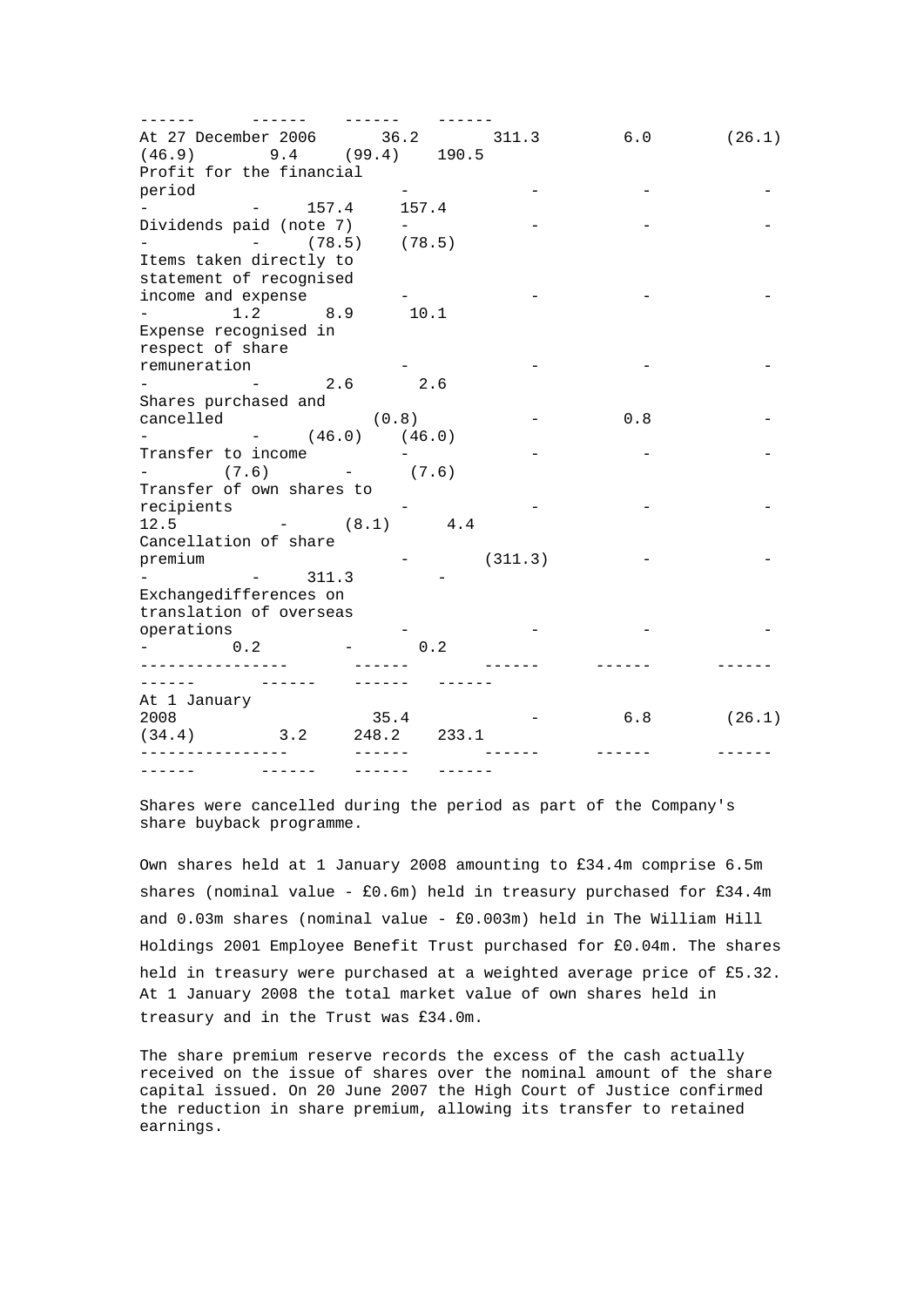| | | | | | | | | |
|---|---|---|---|---|---|---|---|---|
| At 27 December 2006 | 36.2 | 311.3 | 6.0 | (26.1) | (46.9) | 9.4 | (99.4) | 190.5 |
| Profit for the financial period | - | - | - | - | - | - | 157.4 | 157.4 |
| Dividends paid (note 7) | - | - | - | - | - | - | (78.5) | (78.5) |
| Items taken directly to statement of recognised income and expense | - | - | - | - | - | 1.2 | 8.9 | 10.1 |
| Expense recognised in respect of share remuneration | - | - | - | - | - | - | 2.6 | 2.6 |
| Shares purchased and cancelled | (0.8) | - | 0.8 | - | - | - | (46.0) | (46.0) |
| Transfer to income | - | - | - | - | - | (7.6) | - | (7.6) |
| Transfer of own shares to recipients | - | - | - | - | 12.5 | - | (8.1) | 4.4 |
| Cancellation of share premium | - | (311.3) | - | - | - | - | 311.3 | - |
| Exchangedifferences on translation of overseas operations | - | - | - | - | - | 0.2 | - | 0.2 |
| At 1 January 2008 | 35.4 | - | 6.8 | (26.1) | (34.4) | 3.2 | 248.2 | 233.1 |

Shares were cancelled during the period as part of the Company's share buyback programme.

Own shares held at 1 January 2008 amounting to £34.4m comprise 6.5m shares (nominal value - £0.6m) held in treasury purchased for £34.4m and 0.03m shares (nominal value - £0.003m) held in The William Hill Holdings 2001 Employee Benefit Trust purchased for £0.04m. The shares held in treasury were purchased at a weighted average price of £5.32. At 1 January 2008 the total market value of own shares held in treasury and in the Trust was £34.0m.

The share premium reserve records the excess of the cash actually received on the issue of shares over the nominal amount of the share capital issued. On 20 June 2007 the High Court of Justice confirmed the reduction in share premium, allowing its transfer to retained earnings.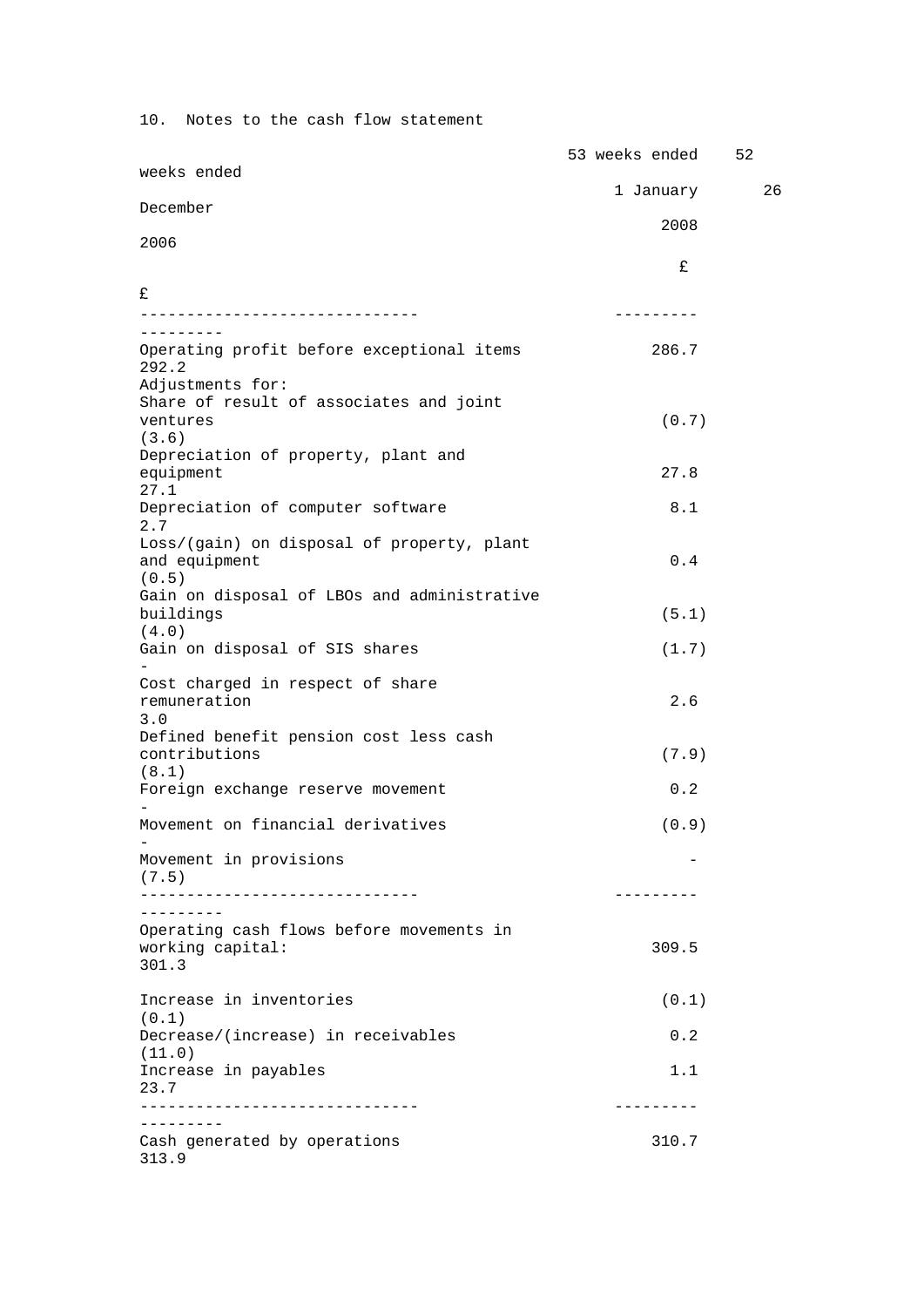10. Notes to the cash flow statement

| | 53 weeks ended 1 January 2008 £ | 52 weeks ended 26 December 2006 £ |
|---|---|---|
| Operating profit before exceptional items | 286.7 | 292.2 |
| Adjustments for: | | |
| Share of result of associates and joint ventures | (0.7) | (3.6) |
| Depreciation of property, plant and equipment | 27.8 | 27.1 |
| Depreciation of computer software | 8.1 | 2.7 |
| Loss/(gain) on disposal of property, plant and equipment | 0.4 | (0.5) |
| Gain on disposal of LBOs and administrative buildings | (5.1) | (4.0) |
| Gain on disposal of SIS shares | (1.7) | - |
| Cost charged in respect of share remuneration | 2.6 | 3.0 |
| Defined benefit pension cost less cash contributions | (7.9) | (8.1) |
| Foreign exchange reserve movement | 0.2 | - |
| Movement on financial derivatives | (0.9) | - |
| Movement in provisions | - | (7.5) |
| Operating cash flows before movements in working capital: | 309.5 | 301.3 |
| Increase in inventories | (0.1) | (0.1) |
| Decrease/(increase) in receivables | 0.2 | (11.0) |
| Increase in payables | 1.1 | 23.7 |
| Cash generated by operations | 310.7 | 313.9 |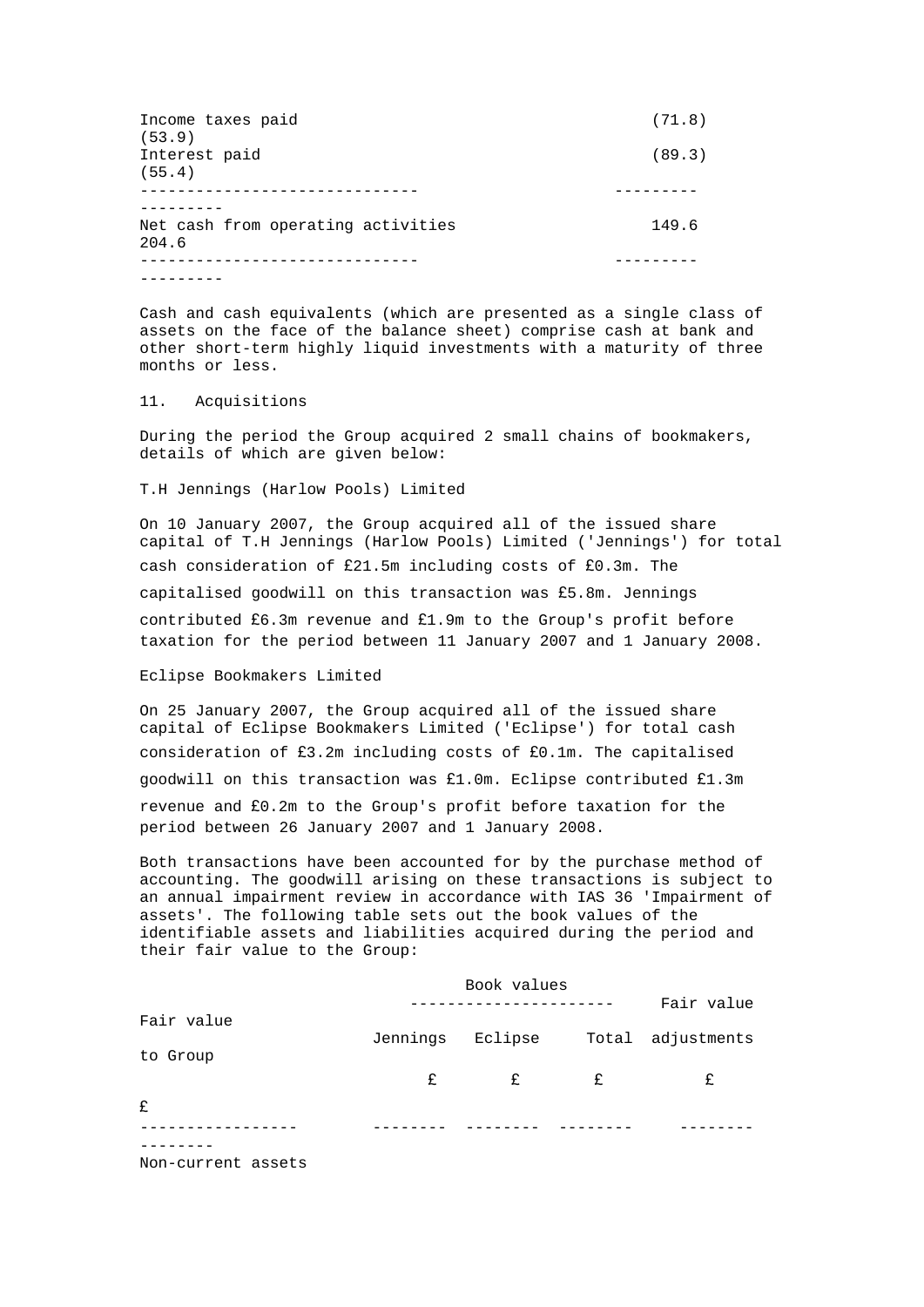| | | |
|---|---|---|
| Income taxes paid | (71.8) | (53.9) |
| Interest paid | (89.3) | (55.4) |
| Net cash from operating activities | 149.6 | 204.6 |

Cash and cash equivalents (which are presented as a single class of assets on the face of the balance sheet) comprise cash at bank and other short-term highly liquid investments with a maturity of three months or less.

## 11. Acquisitions

During the period the Group acquired 2 small chains of bookmakers, details of which are given below:

T.H Jennings (Harlow Pools) Limited

On 10 January 2007, the Group acquired all of the issued share capital of T.H Jennings (Harlow Pools) Limited ('Jennings') for total cash consideration of £21.5m including costs of £0.3m. The capitalised goodwill on this transaction was £5.8m. Jennings contributed £6.3m revenue and £1.9m to the Group's profit before taxation for the period between 11 January 2007 and 1 January 2008.

Eclipse Bookmakers Limited

On 25 January 2007, the Group acquired all of the issued share capital of Eclipse Bookmakers Limited ('Eclipse') for total cash consideration of £3.2m including costs of £0.1m. The capitalised goodwill on this transaction was £1.0m. Eclipse contributed £1.3m revenue and £0.2m to the Group's profit before taxation for the period between 26 January 2007 and 1 January 2008.

Both transactions have been accounted for by the purchase method of accounting. The goodwill arising on these transactions is subject to an annual impairment review in accordance with IAS 36 'Impairment of assets'. The following table sets out the book values of the identifiable assets and liabilities acquired during the period and their fair value to the Group:

| | Book values | | | Fair value | Fair value |
|---|---|---|---|---|---|
| | Jennings | Eclipse | Total | adjustments | to Group |
| | £ | £ | £ | £ | £ |
| Non-current assets | | | | | |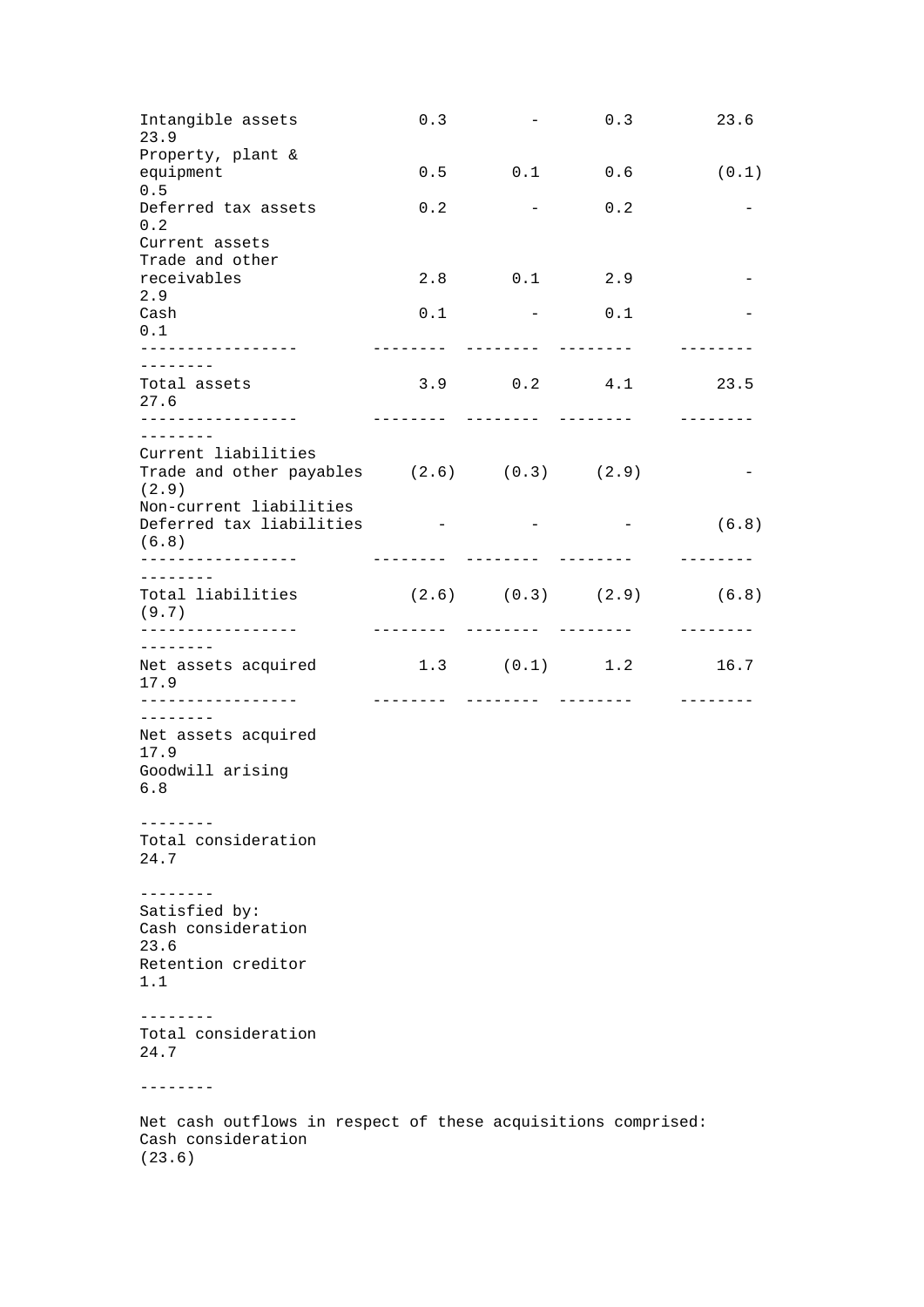| | | | | | |
|---|---|---|---|---|---|
| Intangible assets | 0.3 | - | 0.3 | 23.6 | 23.9 |
| Property, plant & equipment | 0.5 | 0.1 | 0.6 | (0.1) | 0.5 |
| Deferred tax assets | 0.2 | - | 0.2 | - | 0.2 |
| Current assets | | | | | |
| Trade and other receivables | 2.8 | 0.1 | 2.9 | - | 2.9 |
| Cash | 0.1 | - | 0.1 | - | 0.1 |
| Total assets | 3.9 | 0.2 | 4.1 | 23.5 | 27.6 |
| Current liabilities | | | | | |
| Trade and other payables | (2.6) | (0.3) | (2.9) | - | (2.9) |
| Non-current liabilities | | | | | |
| Deferred tax liabilities | - | - | - | (6.8) | (6.8) |
| Total liabilities | (2.6) | (0.3) | (2.9) | (6.8) | (9.7) |
| Net assets acquired | 1.3 | (0.1) | 1.2 | 16.7 | 17.9 |

| | |
|---|---|
| Net assets acquired | 17.9 |
| Goodwill arising | 6.8 |
| Total consideration | 24.7 |
| Satisfied by: | |
| Cash consideration | 23.6 |
| Retention creditor | 1.1 |
| Total consideration | 24.7 |

Net cash outflows in respect of these acquisitions comprised:

| | |
|---|---|
| Cash consideration | (23.6) |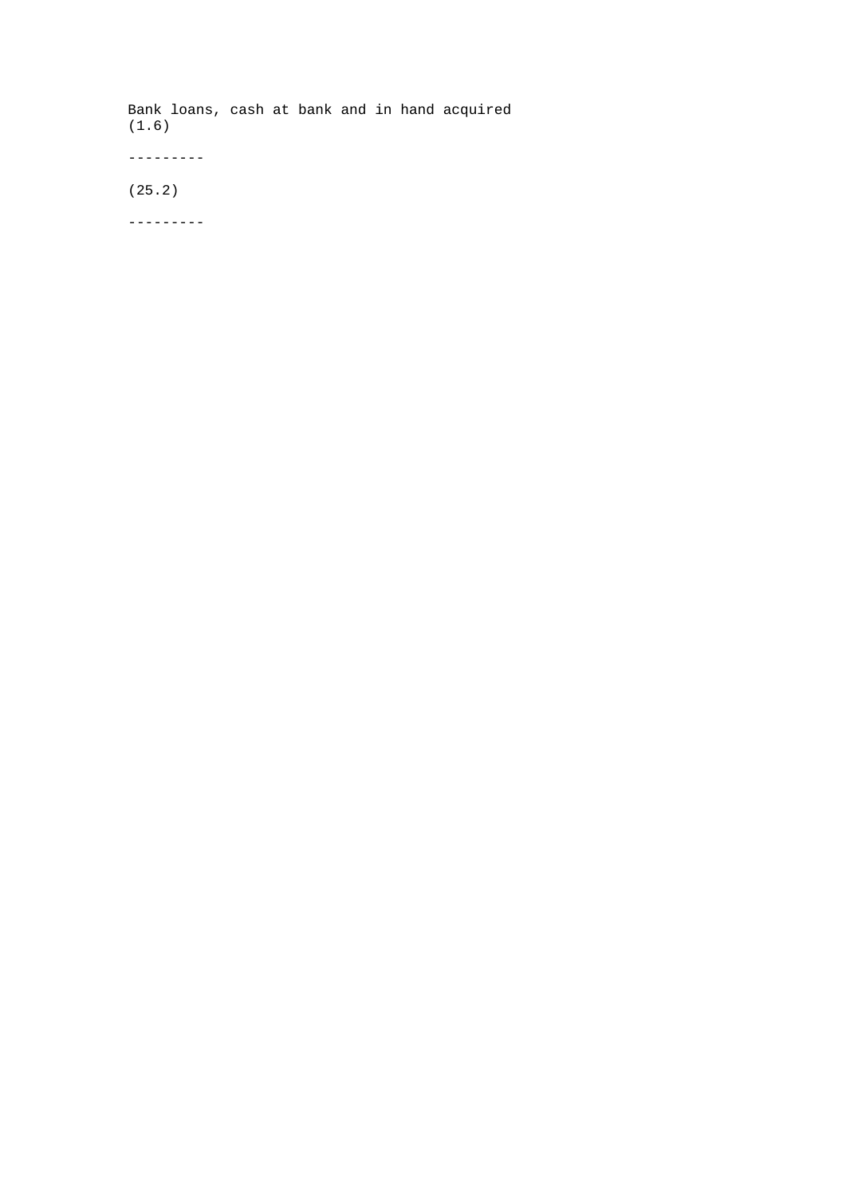Bank loans, cash at bank and in hand acquired
(1.6)

---------

(25.2)

---------